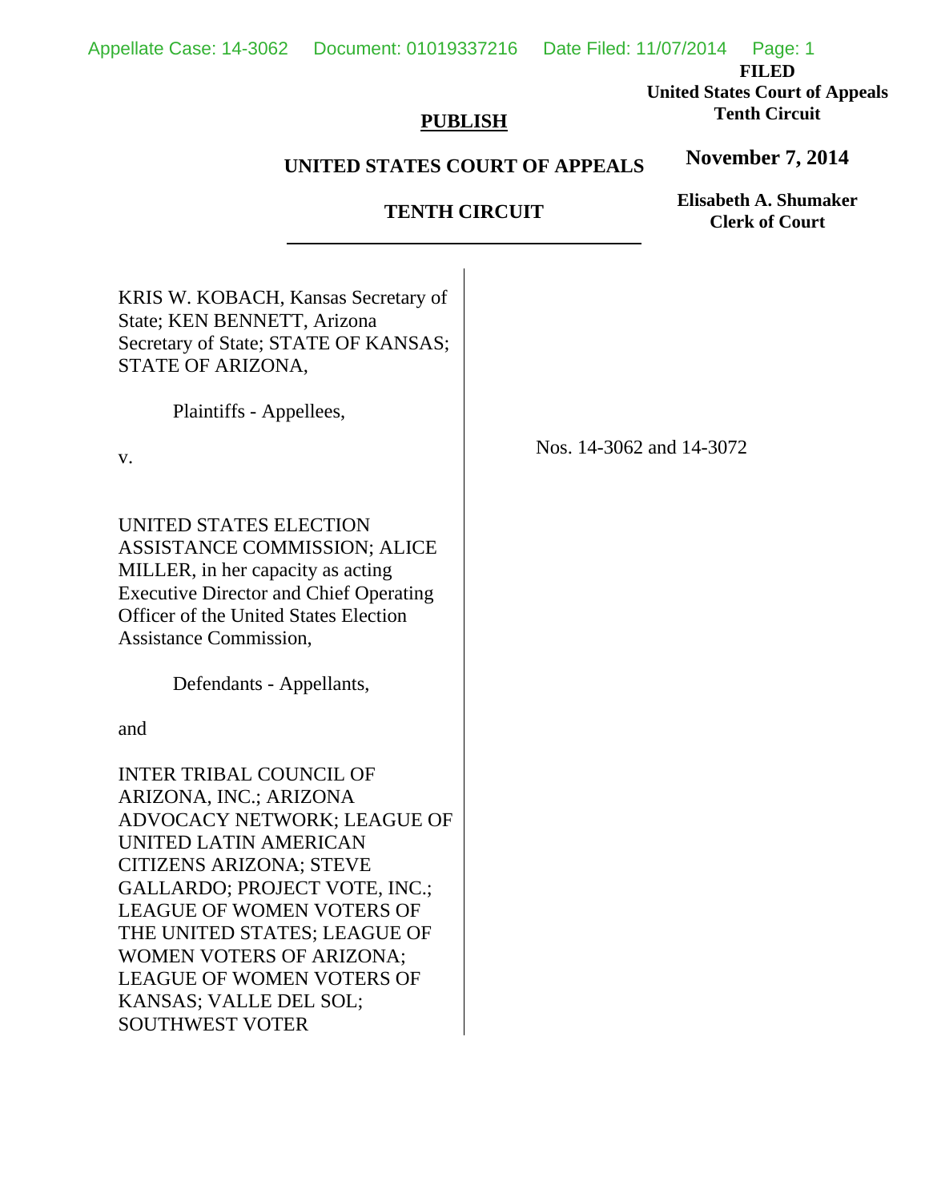**FILED**
**United States Court of Appeals**
**Tenth Circuit**

**November 7, 2014**

**Elisabeth A. Shumaker**
**Clerk of Court**

**PUBLISH**

**UNITED STATES COURT OF APPEALS**

**TENTH CIRCUIT**

---

KRIS W. KOBACH, Kansas Secretary of State; KEN BENNETT, Arizona Secretary of State; STATE OF KANSAS; STATE OF ARIZONA,

Plaintiffs - Appellees,

v.

UNITED STATES ELECTION ASSISTANCE COMMISSION; ALICE MILLER, in her capacity as acting Executive Director and Chief Operating Officer of the United States Election Assistance Commission,

Defendants - Appellants,

and

INTER TRIBAL COUNCIL OF ARIZONA, INC.; ARIZONA ADVOCACY NETWORK; LEAGUE OF UNITED LATIN AMERICAN CITIZENS ARIZONA; STEVE GALLARDO; PROJECT VOTE, INC.; LEAGUE OF WOMEN VOTERS OF THE UNITED STATES; LEAGUE OF WOMEN VOTERS OF ARIZONA; LEAGUE OF WOMEN VOTERS OF KANSAS; VALLE DEL SOL; SOUTHWEST VOTER

Nos. 14-3062 and 14-3072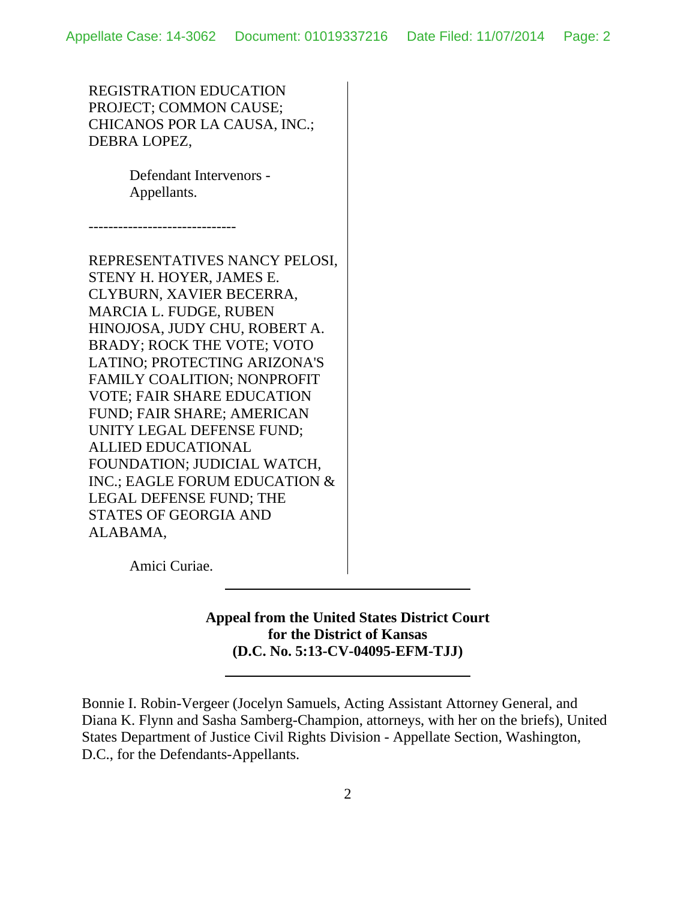REGISTRATION EDUCATION PROJECT; COMMON CAUSE; CHICANOS POR LA CAUSA, INC.; DEBRA LOPEZ,

Defendant Intervenors - Appellants.

------------------------------

REPRESENTATIVES NANCY PELOSI, STENY H. HOYER, JAMES E. CLYBURN, XAVIER BECERRA, MARCIA L. FUDGE, RUBEN HINOJOSA, JUDY CHU, ROBERT A. BRADY; ROCK THE VOTE; VOTO LATINO; PROTECTING ARIZONA'S FAMILY COALITION; NONPROFIT VOTE; FAIR SHARE EDUCATION FUND; FAIR SHARE; AMERICAN UNITY LEGAL DEFENSE FUND; ALLIED EDUCATIONAL FOUNDATION; JUDICIAL WATCH, INC.; EAGLE FORUM EDUCATION & LEGAL DEFENSE FUND; THE STATES OF GEORGIA AND ALABAMA,

Amici Curiae.

---

**Appeal from the United States District Court for the District of Kansas (D.C. No. 5:13-CV-04095-EFM-TJJ)**

---

Bonnie I. Robin-Vergeer (Jocelyn Samuels, Acting Assistant Attorney General, and Diana K. Flynn and Sasha Samberg-Champion, attorneys, with her on the briefs), United States Department of Justice Civil Rights Division - Appellate Section, Washington, D.C., for the Defendants-Appellants.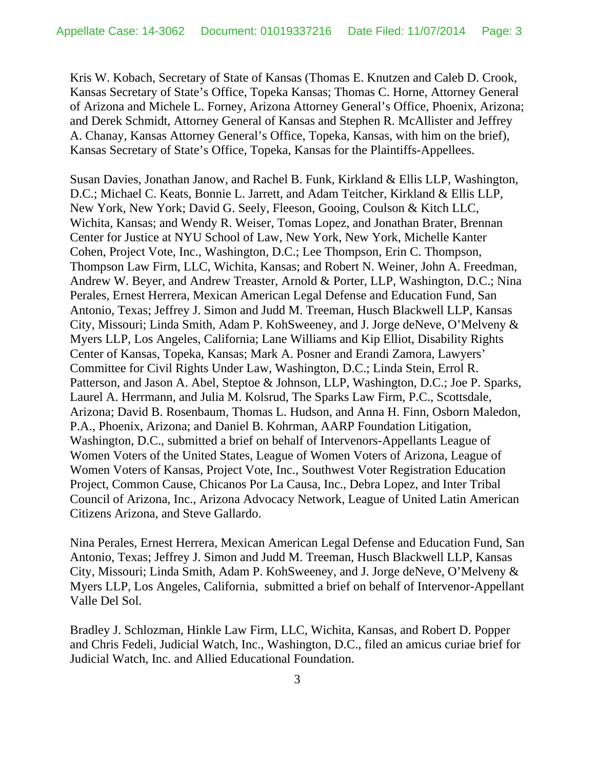Kris W. Kobach, Secretary of State of Kansas (Thomas E. Knutzen and Caleb D. Crook, Kansas Secretary of State's Office, Topeka Kansas; Thomas C. Horne, Attorney General of Arizona and Michele L. Forney, Arizona Attorney General's Office, Phoenix, Arizona; and Derek Schmidt, Attorney General of Kansas and Stephen R. McAllister and Jeffrey A. Chanay, Kansas Attorney General's Office, Topeka, Kansas, with him on the brief), Kansas Secretary of State's Office, Topeka, Kansas for the Plaintiffs-Appellees.

Susan Davies, Jonathan Janow, and Rachel B. Funk, Kirkland & Ellis LLP, Washington, D.C.; Michael C. Keats, Bonnie L. Jarrett, and Adam Teitcher, Kirkland & Ellis LLP, New York, New York; David G. Seely, Fleeson, Gooing, Coulson & Kitch LLC, Wichita, Kansas; and Wendy R. Weiser, Tomas Lopez, and Jonathan Brater, Brennan Center for Justice at NYU School of Law, New York, New York, Michelle Kanter Cohen, Project Vote, Inc., Washington, D.C.; Lee Thompson, Erin C. Thompson, Thompson Law Firm, LLC, Wichita, Kansas; and Robert N. Weiner, John A. Freedman, Andrew W. Beyer, and Andrew Treaster, Arnold & Porter, LLP, Washington, D.C.; Nina Perales, Ernest Herrera, Mexican American Legal Defense and Education Fund, San Antonio, Texas; Jeffrey J. Simon and Judd M. Treeman, Husch Blackwell LLP, Kansas City, Missouri; Linda Smith, Adam P. KohSweeney, and J. Jorge deNeve, O'Melveny & Myers LLP, Los Angeles, California; Lane Williams and Kip Elliot, Disability Rights Center of Kansas, Topeka, Kansas; Mark A. Posner and Erandi Zamora, Lawyers' Committee for Civil Rights Under Law, Washington, D.C.; Linda Stein, Errol R. Patterson, and Jason A. Abel, Steptoe & Johnson, LLP, Washington, D.C.; Joe P. Sparks, Laurel A. Herrmann, and Julia M. Kolsrud, The Sparks Law Firm, P.C., Scottsdale, Arizona; David B. Rosenbaum, Thomas L. Hudson, and Anna H. Finn, Osborn Maledon, P.A., Phoenix, Arizona; and Daniel B. Kohrman, AARP Foundation Litigation, Washington, D.C., submitted a brief on behalf of Intervenors-Appellants League of Women Voters of the United States, League of Women Voters of Arizona, League of Women Voters of Kansas, Project Vote, Inc., Southwest Voter Registration Education Project, Common Cause, Chicanos Por La Causa, Inc., Debra Lopez, and Inter Tribal Council of Arizona, Inc., Arizona Advocacy Network, League of United Latin American Citizens Arizona, and Steve Gallardo.

Nina Perales, Ernest Herrera, Mexican American Legal Defense and Education Fund, San Antonio, Texas; Jeffrey J. Simon and Judd M. Treeman, Husch Blackwell LLP, Kansas City, Missouri; Linda Smith, Adam P. KohSweeney, and J. Jorge deNeve, O'Melveny & Myers LLP, Los Angeles, California, submitted a brief on behalf of Intervenor-Appellant Valle Del Sol.

Bradley J. Schlozman, Hinkle Law Firm, LLC, Wichita, Kansas, and Robert D. Popper and Chris Fedeli, Judicial Watch, Inc., Washington, D.C., filed an amicus curiae brief for Judicial Watch, Inc. and Allied Educational Foundation.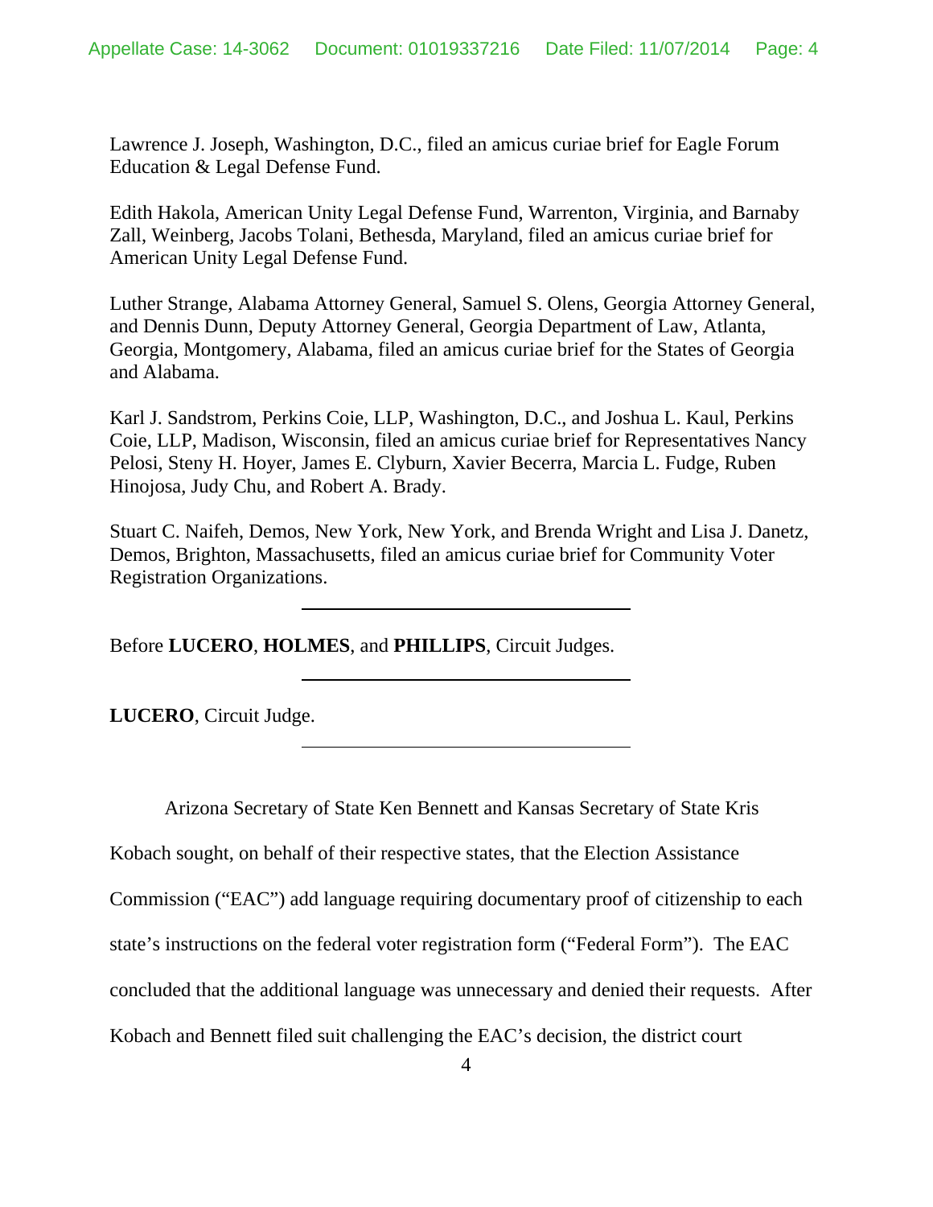Lawrence J. Joseph, Washington, D.C., filed an amicus curiae brief for Eagle Forum Education & Legal Defense Fund.

Edith Hakola, American Unity Legal Defense Fund, Warrenton, Virginia, and Barnaby Zall, Weinberg, Jacobs Tolani, Bethesda, Maryland, filed an amicus curiae brief for American Unity Legal Defense Fund.

Luther Strange, Alabama Attorney General, Samuel S. Olens, Georgia Attorney General, and Dennis Dunn, Deputy Attorney General, Georgia Department of Law, Atlanta, Georgia, Montgomery, Alabama, filed an amicus curiae brief for the States of Georgia and Alabama.

Karl J. Sandstrom, Perkins Coie, LLP, Washington, D.C., and Joshua L. Kaul, Perkins Coie, LLP, Madison, Wisconsin, filed an amicus curiae brief for Representatives Nancy Pelosi, Steny H. Hoyer, James E. Clyburn, Xavier Becerra, Marcia L. Fudge, Ruben Hinojosa, Judy Chu, and Robert A. Brady.

Stuart C. Naifeh, Demos, New York, New York, and Brenda Wright and Lisa J. Danetz, Demos, Brighton, Massachusetts, filed an amicus curiae brief for Community Voter Registration Organizations.

---

Before **LUCERO**, **HOLMES**, and **PHILLIPS**, Circuit Judges.

---

**LUCERO**, Circuit Judge.

---

Arizona Secretary of State Ken Bennett and Kansas Secretary of State Kris Kobach sought, on behalf of their respective states, that the Election Assistance Commission ("EAC") add language requiring documentary proof of citizenship to each state's instructions on the federal voter registration form ("Federal Form"). The EAC concluded that the additional language was unnecessary and denied their requests. After Kobach and Bennett filed suit challenging the EAC's decision, the district court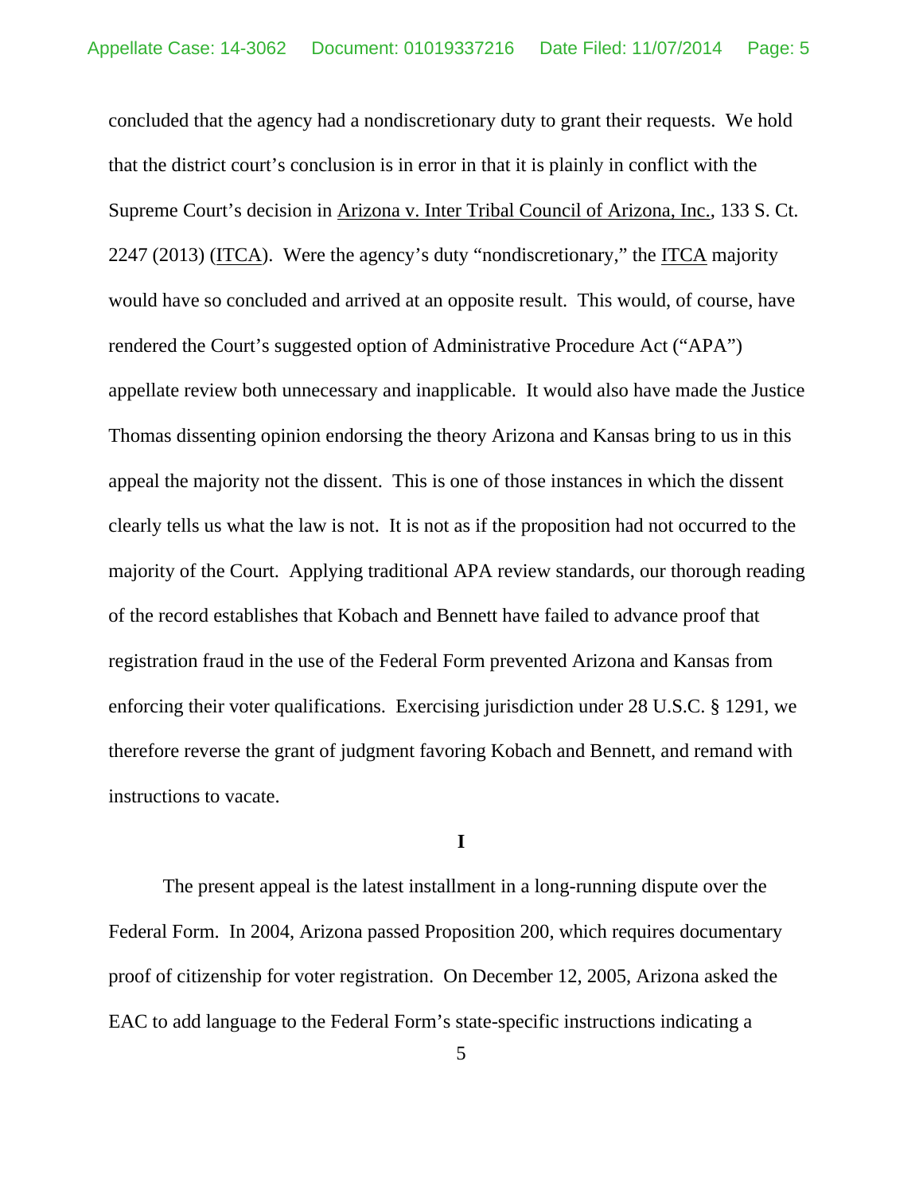concluded that the agency had a nondiscretionary duty to grant their requests. We hold that the district court's conclusion is in error in that it is plainly in conflict with the Supreme Court's decision in Arizona v. Inter Tribal Council of Arizona, Inc., 133 S. Ct. 2247 (2013) (ITCA). Were the agency's duty "nondiscretionary," the ITCA majority would have so concluded and arrived at an opposite result. This would, of course, have rendered the Court's suggested option of Administrative Procedure Act ("APA") appellate review both unnecessary and inapplicable. It would also have made the Justice Thomas dissenting opinion endorsing the theory Arizona and Kansas bring to us in this appeal the majority not the dissent. This is one of those instances in which the dissent clearly tells us what the law is not. It is not as if the proposition had not occurred to the majority of the Court. Applying traditional APA review standards, our thorough reading of the record establishes that Kobach and Bennett have failed to advance proof that registration fraud in the use of the Federal Form prevented Arizona and Kansas from enforcing their voter qualifications. Exercising jurisdiction under 28 U.S.C. § 1291, we therefore reverse the grant of judgment favoring Kobach and Bennett, and remand with instructions to vacate.

## I

The present appeal is the latest installment in a long-running dispute over the Federal Form. In 2004, Arizona passed Proposition 200, which requires documentary proof of citizenship for voter registration. On December 12, 2005, Arizona asked the EAC to add language to the Federal Form's state-specific instructions indicating a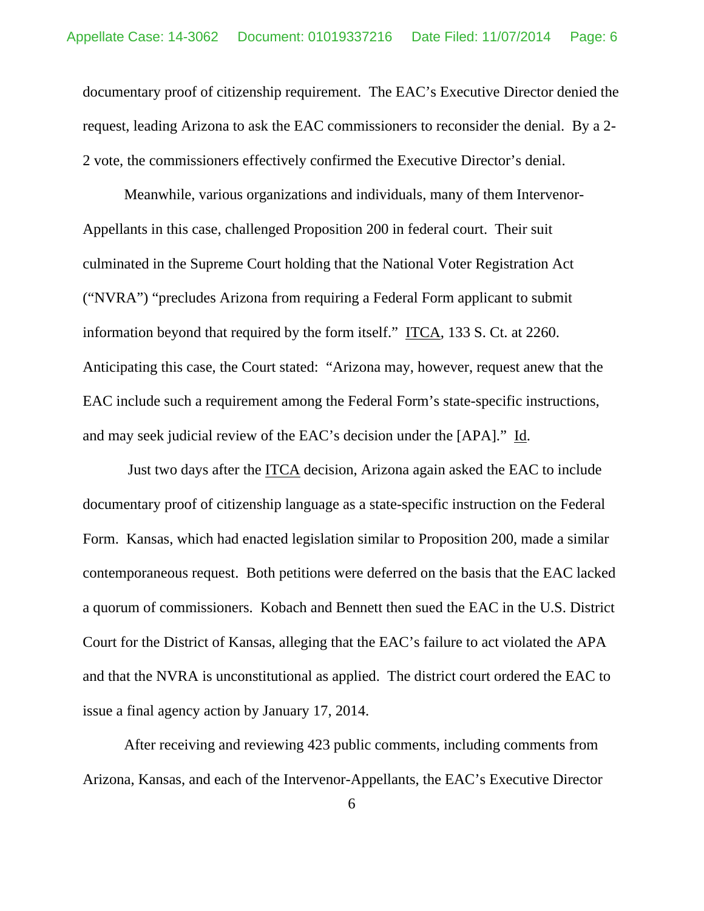documentary proof of citizenship requirement. The EAC's Executive Director denied the request, leading Arizona to ask the EAC commissioners to reconsider the denial. By a 2-2 vote, the commissioners effectively confirmed the Executive Director's denial.

Meanwhile, various organizations and individuals, many of them Intervenor-Appellants in this case, challenged Proposition 200 in federal court. Their suit culminated in the Supreme Court holding that the National Voter Registration Act ("NVRA") "precludes Arizona from requiring a Federal Form applicant to submit information beyond that required by the form itself." ITCA, 133 S. Ct. at 2260. Anticipating this case, the Court stated: "Arizona may, however, request anew that the EAC include such a requirement among the Federal Form's state-specific instructions, and may seek judicial review of the EAC's decision under the [APA]." Id.

Just two days after the ITCA decision, Arizona again asked the EAC to include documentary proof of citizenship language as a state-specific instruction on the Federal Form. Kansas, which had enacted legislation similar to Proposition 200, made a similar contemporaneous request. Both petitions were deferred on the basis that the EAC lacked a quorum of commissioners. Kobach and Bennett then sued the EAC in the U.S. District Court for the District of Kansas, alleging that the EAC's failure to act violated the APA and that the NVRA is unconstitutional as applied. The district court ordered the EAC to issue a final agency action by January 17, 2014.

After receiving and reviewing 423 public comments, including comments from Arizona, Kansas, and each of the Intervenor-Appellants, the EAC's Executive Director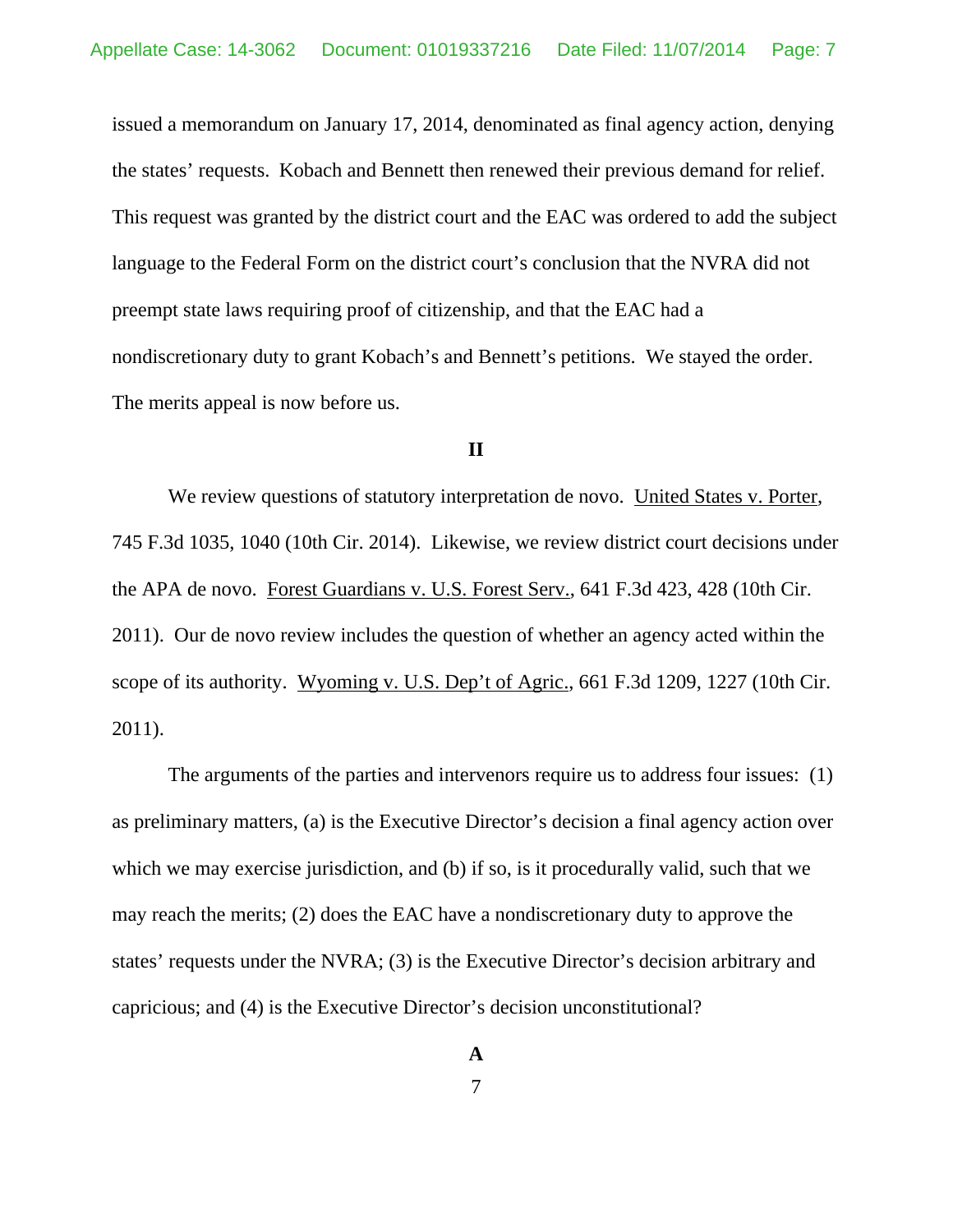issued a memorandum on January 17, 2014, denominated as final agency action, denying the states' requests. Kobach and Bennett then renewed their previous demand for relief. This request was granted by the district court and the EAC was ordered to add the subject language to the Federal Form on the district court's conclusion that the NVRA did not preempt state laws requiring proof of citizenship, and that the EAC had a nondiscretionary duty to grant Kobach's and Bennett's petitions. We stayed the order. The merits appeal is now before us.

## II

We review questions of statutory interpretation de novo. United States v. Porter, 745 F.3d 1035, 1040 (10th Cir. 2014). Likewise, we review district court decisions under the APA de novo. Forest Guardians v. U.S. Forest Serv., 641 F.3d 423, 428 (10th Cir. 2011). Our de novo review includes the question of whether an agency acted within the scope of its authority. Wyoming v. U.S. Dep't of Agric., 661 F.3d 1209, 1227 (10th Cir. 2011).

The arguments of the parties and intervenors require us to address four issues: (1) as preliminary matters, (a) is the Executive Director's decision a final agency action over which we may exercise jurisdiction, and (b) if so, is it procedurally valid, such that we may reach the merits; (2) does the EAC have a nondiscretionary duty to approve the states' requests under the NVRA; (3) is the Executive Director's decision arbitrary and capricious; and (4) is the Executive Director's decision unconstitutional?

### A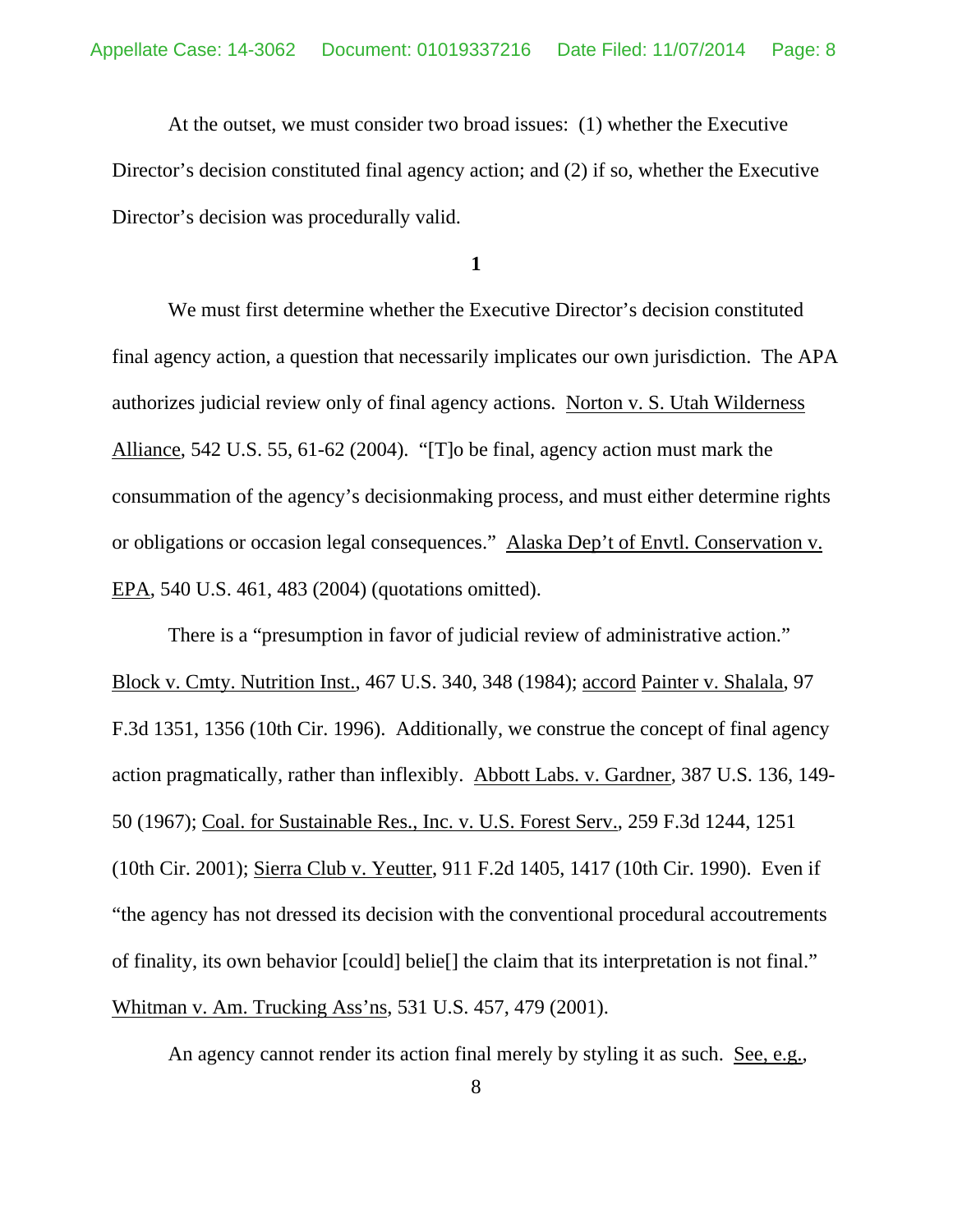At the outset, we must consider two broad issues: (1) whether the Executive Director's decision constituted final agency action; and (2) if so, whether the Executive Director's decision was procedurally valid.

**1**

We must first determine whether the Executive Director's decision constituted final agency action, a question that necessarily implicates our own jurisdiction. The APA authorizes judicial review only of final agency actions. Norton v. S. Utah Wilderness Alliance, 542 U.S. 55, 61-62 (2004). "[T]o be final, agency action must mark the consummation of the agency's decisionmaking process, and must either determine rights or obligations or occasion legal consequences." Alaska Dep't of Envtl. Conservation v. EPA, 540 U.S. 461, 483 (2004) (quotations omitted).

There is a "presumption in favor of judicial review of administrative action." Block v. Cmty. Nutrition Inst., 467 U.S. 340, 348 (1984); accord Painter v. Shalala, 97 F.3d 1351, 1356 (10th Cir. 1996). Additionally, we construe the concept of final agency action pragmatically, rather than inflexibly. Abbott Labs. v. Gardner, 387 U.S. 136, 149-50 (1967); Coal. for Sustainable Res., Inc. v. U.S. Forest Serv., 259 F.3d 1244, 1251 (10th Cir. 2001); Sierra Club v. Yeutter, 911 F.2d 1405, 1417 (10th Cir. 1990). Even if "the agency has not dressed its decision with the conventional procedural accoutrements of finality, its own behavior [could] belie[] the claim that its interpretation is not final." Whitman v. Am. Trucking Ass'ns, 531 U.S. 457, 479 (2001).

An agency cannot render its action final merely by styling it as such. See, e.g.,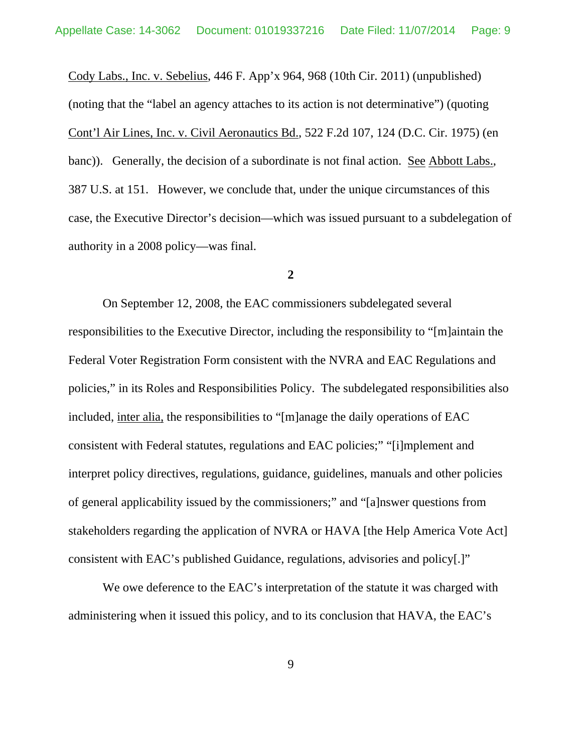Cody Labs., Inc. v. Sebelius, 446 F. App'x 964, 968 (10th Cir. 2011) (unpublished) (noting that the "label an agency attaches to its action is not determinative") (quoting Cont'l Air Lines, Inc. v. Civil Aeronautics Bd., 522 F.2d 107, 124 (D.C. Cir. 1975) (en banc)). Generally, the decision of a subordinate is not final action. See Abbott Labs., 387 U.S. at 151. However, we conclude that, under the unique circumstances of this case, the Executive Director's decision—which was issued pursuant to a subdelegation of authority in a 2008 policy—was final.

**2**

On September 12, 2008, the EAC commissioners subdelegated several responsibilities to the Executive Director, including the responsibility to "[m]aintain the Federal Voter Registration Form consistent with the NVRA and EAC Regulations and policies," in its Roles and Responsibilities Policy. The subdelegated responsibilities also included, inter alia, the responsibilities to "[m]anage the daily operations of EAC consistent with Federal statutes, regulations and EAC policies;" "[i]mplement and interpret policy directives, regulations, guidance, guidelines, manuals and other policies of general applicability issued by the commissioners;" and "[a]nswer questions from stakeholders regarding the application of NVRA or HAVA [the Help America Vote Act] consistent with EAC's published Guidance, regulations, advisories and policy[.]"

We owe deference to the EAC's interpretation of the statute it was charged with administering when it issued this policy, and to its conclusion that HAVA, the EAC's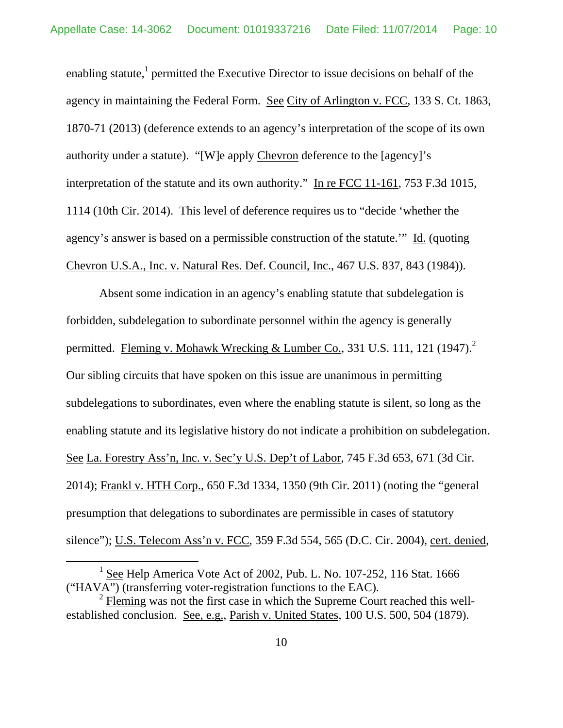enabling statute,[1] permitted the Executive Director to issue decisions on behalf of the agency in maintaining the Federal Form. See City of Arlington v. FCC, 133 S. Ct. 1863, 1870-71 (2013) (deference extends to an agency's interpretation of the scope of its own authority under a statute). "[W]e apply Chevron deference to the [agency]'s interpretation of the statute and its own authority." In re FCC 11-161, 753 F.3d 1015, 1114 (10th Cir. 2014). This level of deference requires us to "decide 'whether the agency's answer is based on a permissible construction of the statute.'" Id. (quoting Chevron U.S.A., Inc. v. Natural Res. Def. Council, Inc., 467 U.S. 837, 843 (1984)).

Absent some indication in an agency's enabling statute that subdelegation is forbidden, subdelegation to subordinate personnel within the agency is generally permitted. Fleming v. Mohawk Wrecking & Lumber Co., 331 U.S. 111, 121 (1947).[2] Our sibling circuits that have spoken on this issue are unanimous in permitting subdelegations to subordinates, even where the enabling statute is silent, so long as the enabling statute and its legislative history do not indicate a prohibition on subdelegation. See La. Forestry Ass'n, Inc. v. Sec'y U.S. Dep't of Labor, 745 F.3d 653, 671 (3d Cir. 2014); Frankl v. HTH Corp., 650 F.3d 1334, 1350 (9th Cir. 2011) (noting the "general presumption that delegations to subordinates are permissible in cases of statutory silence"); U.S. Telecom Ass'n v. FCC, 359 F.3d 554, 565 (D.C. Cir. 2004), cert. denied,

---

[1] See Help America Vote Act of 2002, Pub. L. No. 107-252, 116 Stat. 1666 ("HAVA") (transferring voter-registration functions to the EAC).

[2] Fleming was not the first case in which the Supreme Court reached this well-established conclusion. See, e.g., Parish v. United States, 100 U.S. 500, 504 (1879).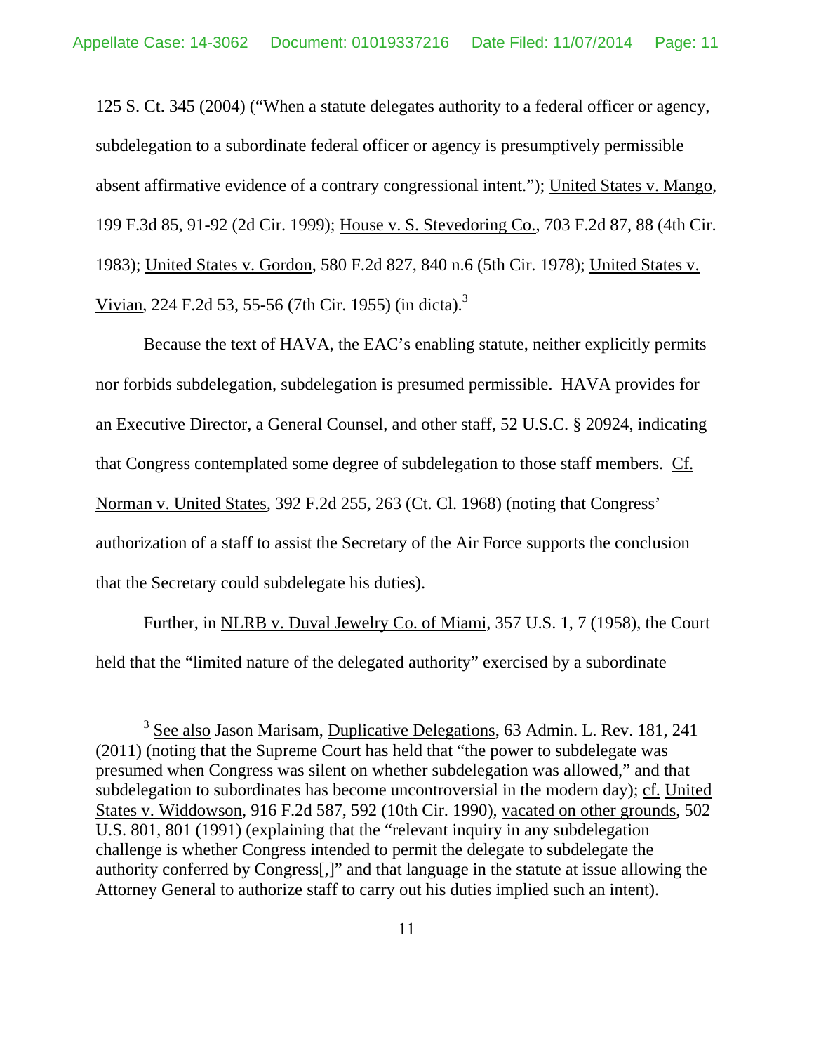125 S. Ct. 345 (2004) ("When a statute delegates authority to a federal officer or agency, subdelegation to a subordinate federal officer or agency is presumptively permissible absent affirmative evidence of a contrary congressional intent."); United States v. Mango, 199 F.3d 85, 91-92 (2d Cir. 1999); House v. S. Stevedoring Co., 703 F.2d 87, 88 (4th Cir. 1983); United States v. Gordon, 580 F.2d 827, 840 n.6 (5th Cir. 1978); United States v. Vivian, 224 F.2d 53, 55-56 (7th Cir. 1955) (in dicta).[3]

Because the text of HAVA, the EAC's enabling statute, neither explicitly permits nor forbids subdelegation, subdelegation is presumed permissible. HAVA provides for an Executive Director, a General Counsel, and other staff, 52 U.S.C. § 20924, indicating that Congress contemplated some degree of subdelegation to those staff members. Cf. Norman v. United States, 392 F.2d 255, 263 (Ct. Cl. 1968) (noting that Congress' authorization of a staff to assist the Secretary of the Air Force supports the conclusion that the Secretary could subdelegate his duties).

Further, in NLRB v. Duval Jewelry Co. of Miami, 357 U.S. 1, 7 (1958), the Court held that the "limited nature of the delegated authority" exercised by a subordinate

---

[3] See also Jason Marisam, Duplicative Delegations, 63 Admin. L. Rev. 181, 241 (2011) (noting that the Supreme Court has held that "the power to subdelegate was presumed when Congress was silent on whether subdelegation was allowed," and that subdelegation to subordinates has become uncontroversial in the modern day); cf. United States v. Widdowson, 916 F.2d 587, 592 (10th Cir. 1990), vacated on other grounds, 502 U.S. 801, 801 (1991) (explaining that the "relevant inquiry in any subdelegation challenge is whether Congress intended to permit the delegate to subdelegate the authority conferred by Congress[,]" and that language in the statute at issue allowing the Attorney General to authorize staff to carry out his duties implied such an intent).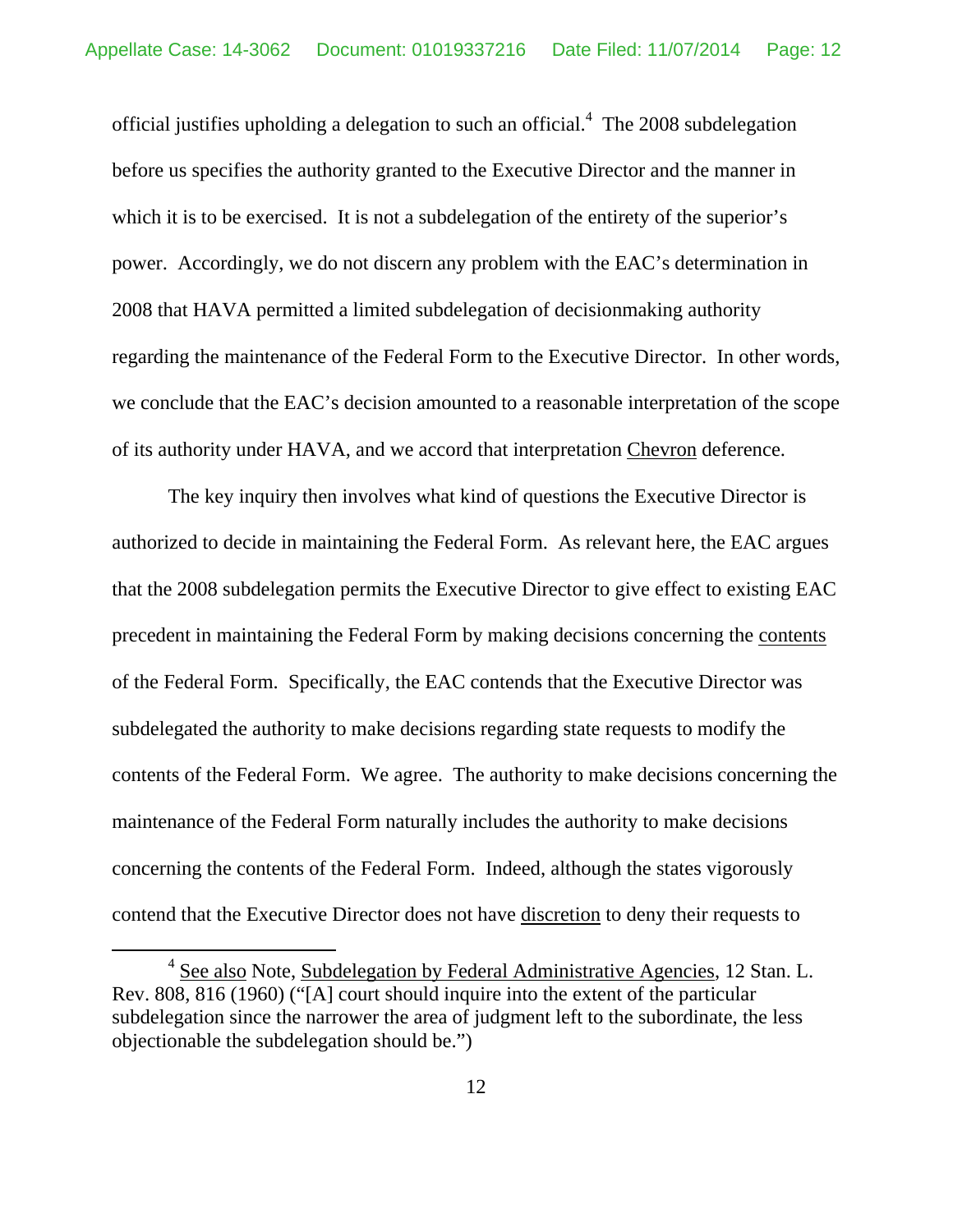official justifies upholding a delegation to such an official.[4] The 2008 subdelegation before us specifies the authority granted to the Executive Director and the manner in which it is to be exercised. It is not a subdelegation of the entirety of the superior's power. Accordingly, we do not discern any problem with the EAC's determination in 2008 that HAVA permitted a limited subdelegation of decisionmaking authority regarding the maintenance of the Federal Form to the Executive Director. In other words, we conclude that the EAC's decision amounted to a reasonable interpretation of the scope of its authority under HAVA, and we accord that interpretation Chevron deference.

The key inquiry then involves what kind of questions the Executive Director is authorized to decide in maintaining the Federal Form. As relevant here, the EAC argues that the 2008 subdelegation permits the Executive Director to give effect to existing EAC precedent in maintaining the Federal Form by making decisions concerning the contents of the Federal Form. Specifically, the EAC contends that the Executive Director was subdelegated the authority to make decisions regarding state requests to modify the contents of the Federal Form. We agree. The authority to make decisions concerning the maintenance of the Federal Form naturally includes the authority to make decisions concerning the contents of the Federal Form. Indeed, although the states vigorously contend that the Executive Director does not have discretion to deny their requests to

[4] See also Note, Subdelegation by Federal Administrative Agencies, 12 Stan. L. Rev. 808, 816 (1960) ("[A] court should inquire into the extent of the particular subdelegation since the narrower the area of judgment left to the subordinate, the less objectionable the subdelegation should be.")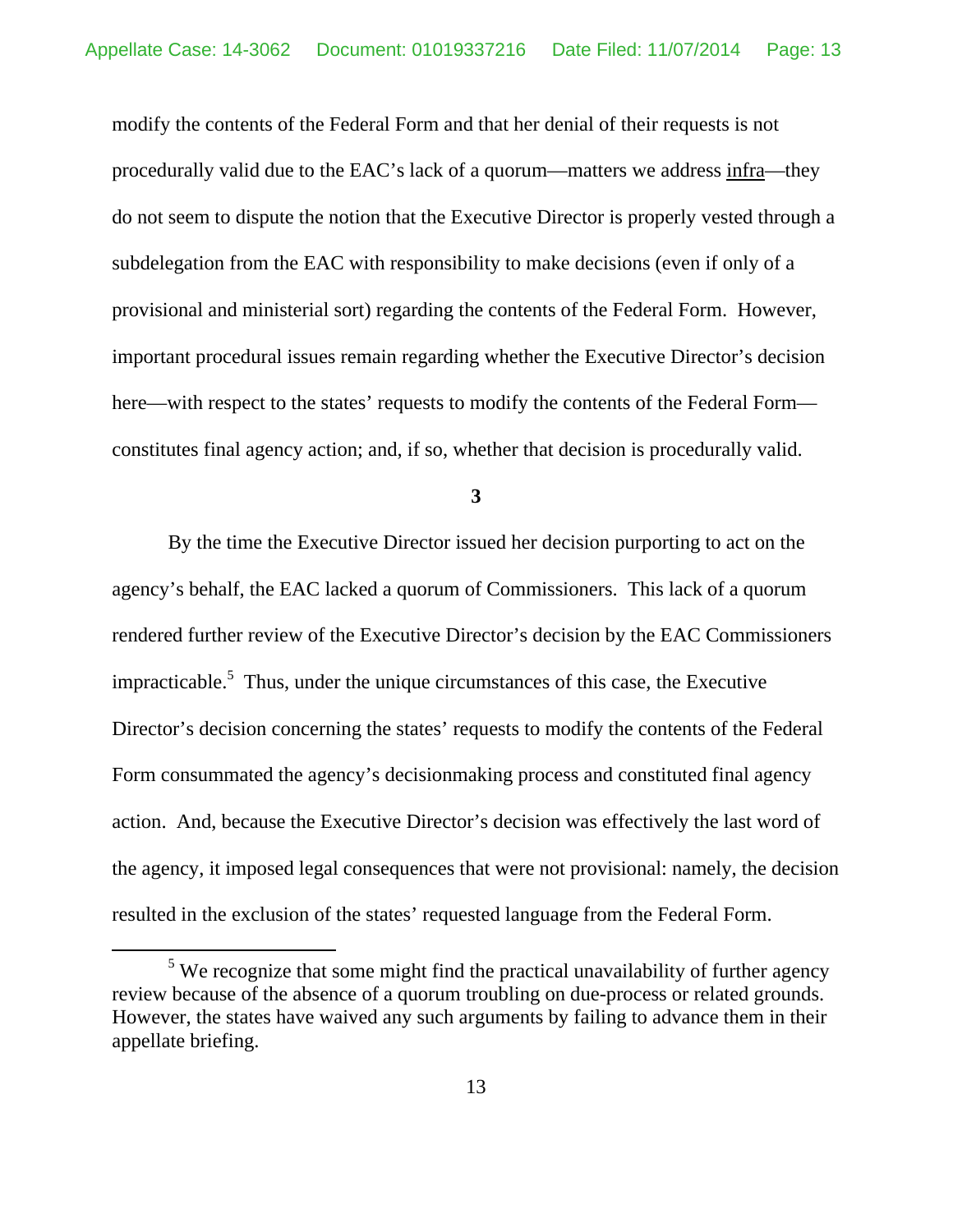modify the contents of the Federal Form and that her denial of their requests is not procedurally valid due to the EAC's lack of a quorum—matters we address infra—they do not seem to dispute the notion that the Executive Director is properly vested through a subdelegation from the EAC with responsibility to make decisions (even if only of a provisional and ministerial sort) regarding the contents of the Federal Form. However, important procedural issues remain regarding whether the Executive Director's decision here—with respect to the states' requests to modify the contents of the Federal Form—constitutes final agency action; and, if so, whether that decision is procedurally valid.

**3**

By the time the Executive Director issued her decision purporting to act on the agency's behalf, the EAC lacked a quorum of Commissioners. This lack of a quorum rendered further review of the Executive Director's decision by the EAC Commissioners impracticable.[5] Thus, under the unique circumstances of this case, the Executive Director's decision concerning the states' requests to modify the contents of the Federal Form consummated the agency's decisionmaking process and constituted final agency action. And, because the Executive Director's decision was effectively the last word of the agency, it imposed legal consequences that were not provisional: namely, the decision resulted in the exclusion of the states' requested language from the Federal Form.

[5] We recognize that some might find the practical unavailability of further agency review because of the absence of a quorum troubling on due-process or related grounds. However, the states have waived any such arguments by failing to advance them in their appellate briefing.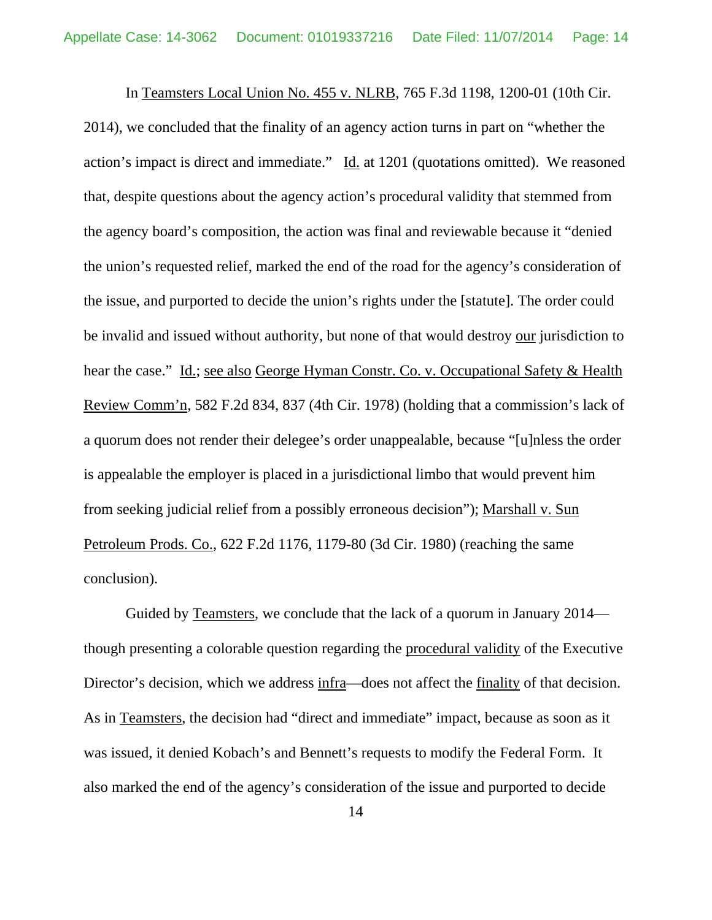In Teamsters Local Union No. 455 v. NLRB, 765 F.3d 1198, 1200-01 (10th Cir. 2014), we concluded that the finality of an agency action turns in part on "whether the action's impact is direct and immediate." Id. at 1201 (quotations omitted). We reasoned that, despite questions about the agency action's procedural validity that stemmed from the agency board's composition, the action was final and reviewable because it "denied the union's requested relief, marked the end of the road for the agency's consideration of the issue, and purported to decide the union's rights under the [statute]. The order could be invalid and issued without authority, but none of that would destroy our jurisdiction to hear the case." Id.; see also George Hyman Constr. Co. v. Occupational Safety & Health Review Comm'n, 582 F.2d 834, 837 (4th Cir. 1978) (holding that a commission's lack of a quorum does not render their delegee's order unappealable, because "[u]nless the order is appealable the employer is placed in a jurisdictional limbo that would prevent him from seeking judicial relief from a possibly erroneous decision"); Marshall v. Sun Petroleum Prods. Co., 622 F.2d 1176, 1179-80 (3d Cir. 1980) (reaching the same conclusion).

Guided by Teamsters, we conclude that the lack of a quorum in January 2014—though presenting a colorable question regarding the procedural validity of the Executive Director's decision, which we address infra—does not affect the finality of that decision. As in Teamsters, the decision had "direct and immediate" impact, because as soon as it was issued, it denied Kobach's and Bennett's requests to modify the Federal Form. It also marked the end of the agency's consideration of the issue and purported to decide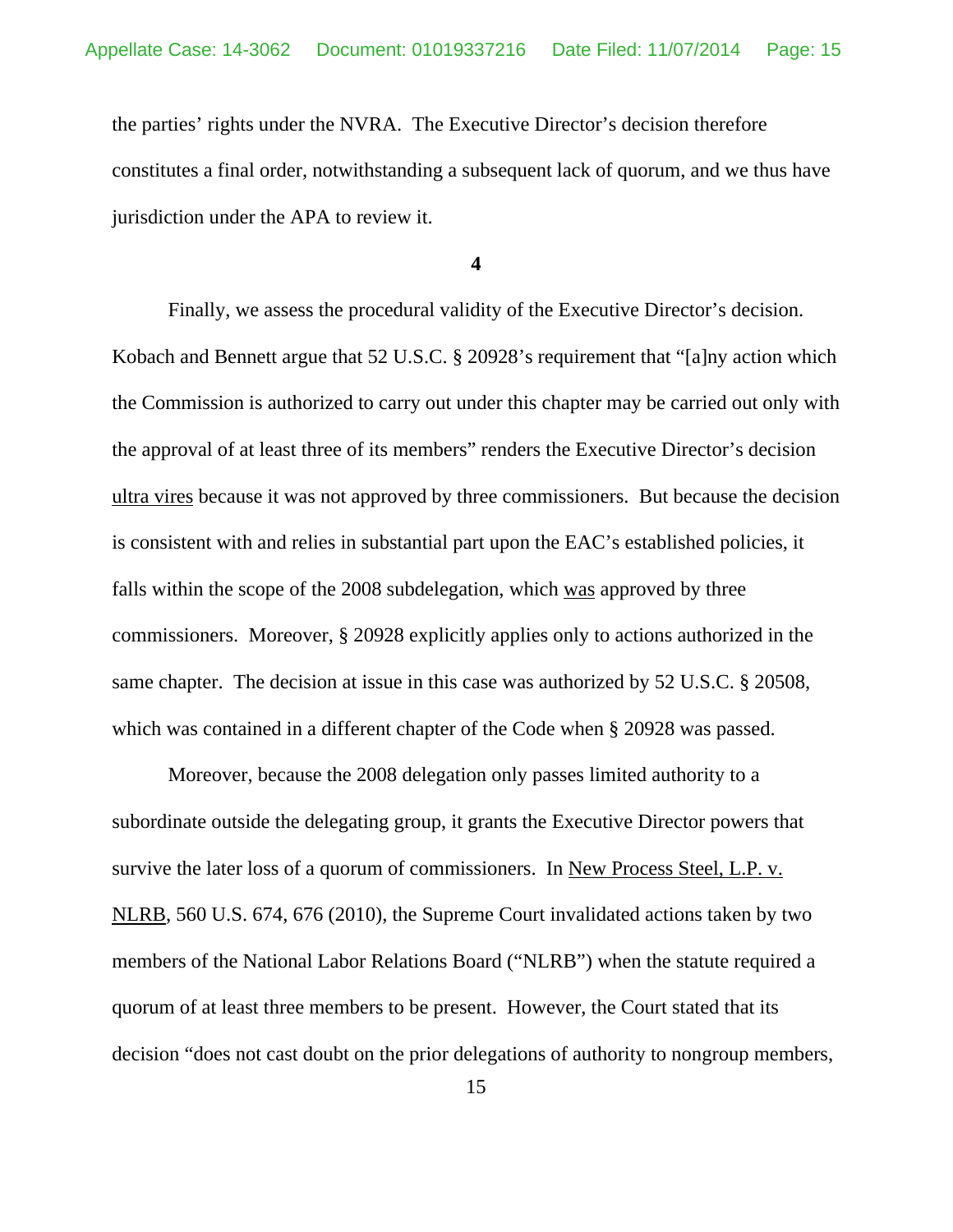the parties' rights under the NVRA. The Executive Director's decision therefore constitutes a final order, notwithstanding a subsequent lack of quorum, and we thus have jurisdiction under the APA to review it.

**4**

Finally, we assess the procedural validity of the Executive Director's decision. Kobach and Bennett argue that 52 U.S.C. § 20928's requirement that "[a]ny action which the Commission is authorized to carry out under this chapter may be carried out only with the approval of at least three of its members" renders the Executive Director's decision _ultra vires_ because it was not approved by three commissioners. But because the decision is consistent with and relies in substantial part upon the EAC's established policies, it falls within the scope of the 2008 subdelegation, which _was_ approved by three commissioners. Moreover, § 20928 explicitly applies only to actions authorized in the same chapter. The decision at issue in this case was authorized by 52 U.S.C. § 20508, which was contained in a different chapter of the Code when § 20928 was passed.

Moreover, because the 2008 delegation only passes limited authority to a subordinate outside the delegating group, it grants the Executive Director powers that survive the later loss of a quorum of commissioners. In _New Process Steel, L.P. v. NLRB_, 560 U.S. 674, 676 (2010), the Supreme Court invalidated actions taken by two members of the National Labor Relations Board ("NLRB") when the statute required a quorum of at least three members to be present. However, the Court stated that its decision "does not cast doubt on the prior delegations of authority to nongroup members,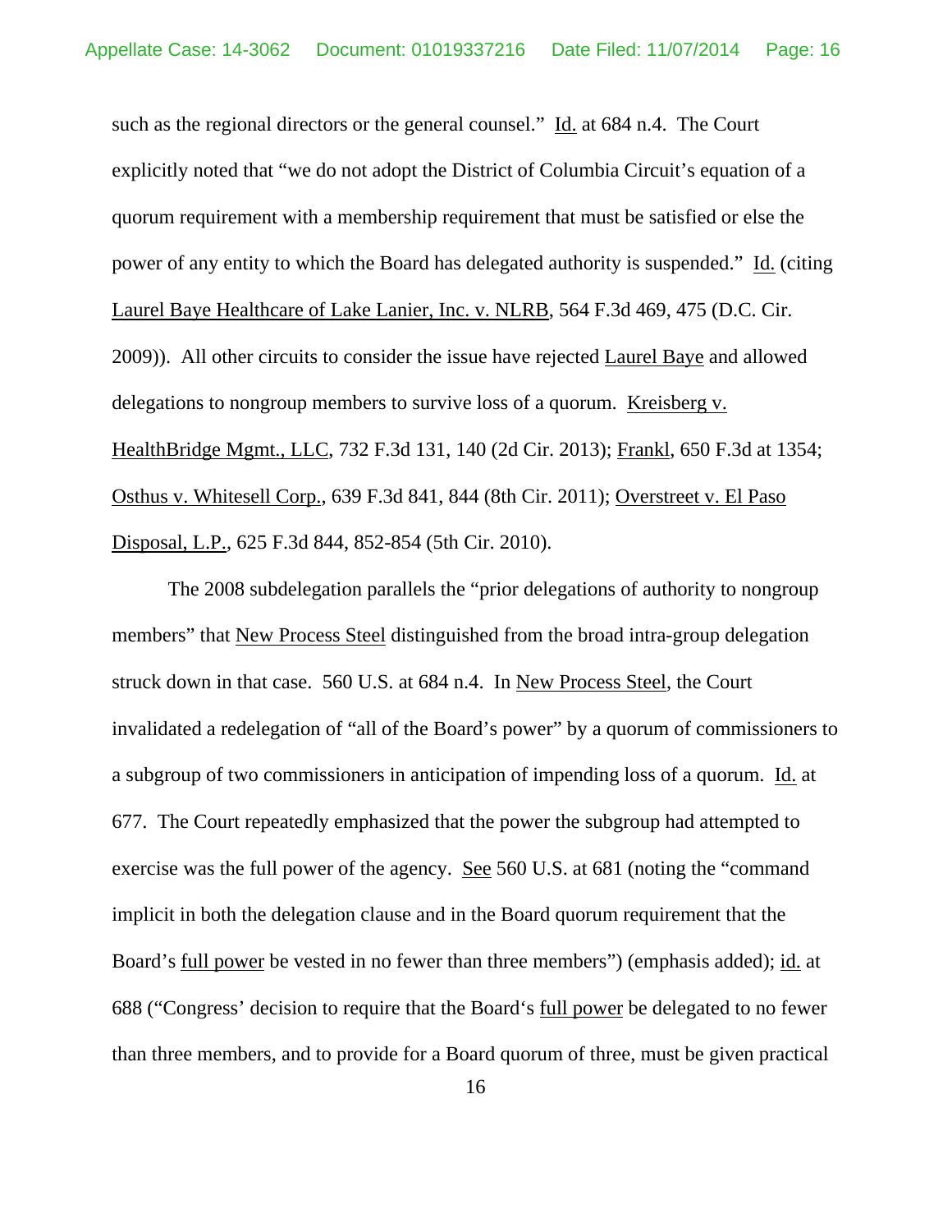such as the regional directors or the general counsel." Id. at 684 n.4. The Court explicitly noted that "we do not adopt the District of Columbia Circuit's equation of a quorum requirement with a membership requirement that must be satisfied or else the power of any entity to which the Board has delegated authority is suspended." Id. (citing Laurel Baye Healthcare of Lake Lanier, Inc. v. NLRB, 564 F.3d 469, 475 (D.C. Cir. 2009)). All other circuits to consider the issue have rejected Laurel Baye and allowed delegations to nongroup members to survive loss of a quorum. Kreisberg v. HealthBridge Mgmt., LLC, 732 F.3d 131, 140 (2d Cir. 2013); Frankl, 650 F.3d at 1354; Osthus v. Whitesell Corp., 639 F.3d 841, 844 (8th Cir. 2011); Overstreet v. El Paso Disposal, L.P., 625 F.3d 844, 852-854 (5th Cir. 2010).

The 2008 subdelegation parallels the "prior delegations of authority to nongroup members" that New Process Steel distinguished from the broad intra-group delegation struck down in that case. 560 U.S. at 684 n.4. In New Process Steel, the Court invalidated a redelegation of "all of the Board's power" by a quorum of commissioners to a subgroup of two commissioners in anticipation of impending loss of a quorum. Id. at 677. The Court repeatedly emphasized that the power the subgroup had attempted to exercise was the full power of the agency. See 560 U.S. at 681 (noting the "command implicit in both the delegation clause and in the Board quorum requirement that the Board's full power be vested in no fewer than three members") (emphasis added); id. at 688 ("Congress' decision to require that the Board's full power be delegated to no fewer than three members, and to provide for a Board quorum of three, must be given practical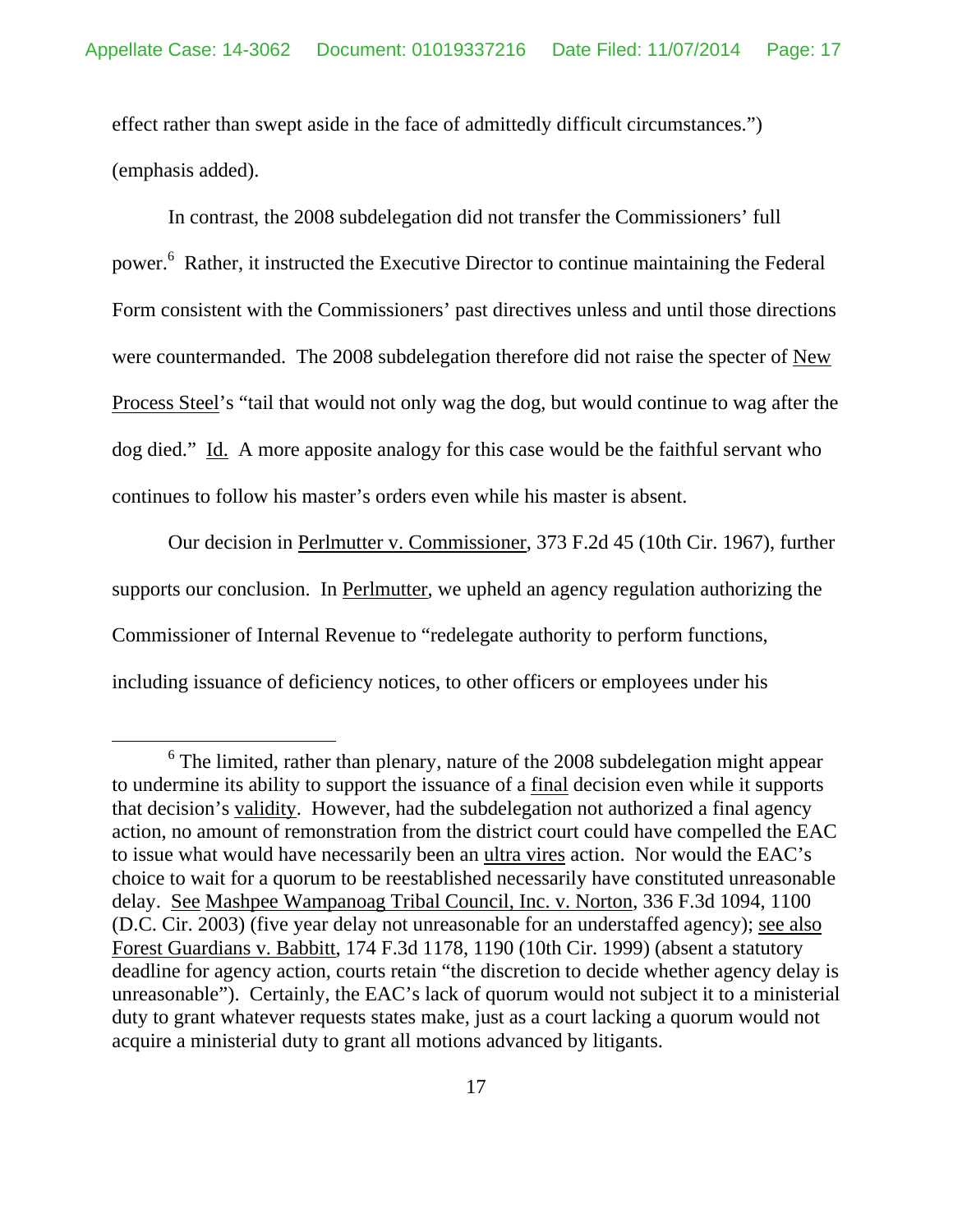effect rather than swept aside in the face of admittedly difficult circumstances.") (emphasis added).

In contrast, the 2008 subdelegation did not transfer the Commissioners' full power.[6] Rather, it instructed the Executive Director to continue maintaining the Federal Form consistent with the Commissioners' past directives unless and until those directions were countermanded. The 2008 subdelegation therefore did not raise the specter of New Process Steel's "tail that would not only wag the dog, but would continue to wag after the dog died." Id. A more apposite analogy for this case would be the faithful servant who continues to follow his master's orders even while his master is absent.

Our decision in Perlmutter v. Commissioner, 373 F.2d 45 (10th Cir. 1967), further supports our conclusion. In Perlmutter, we upheld an agency regulation authorizing the Commissioner of Internal Revenue to "redelegate authority to perform functions, including issuance of deficiency notices, to other officers or employees under his

[6] The limited, rather than plenary, nature of the 2008 subdelegation might appear to undermine its ability to support the issuance of a final decision even while it supports that decision's validity. However, had the subdelegation not authorized a final agency action, no amount of remonstration from the district court could have compelled the EAC to issue what would have necessarily been an ultra vires action. Nor would the EAC's choice to wait for a quorum to be reestablished necessarily have constituted unreasonable delay. See Mashpee Wampanoag Tribal Council, Inc. v. Norton, 336 F.3d 1094, 1100 (D.C. Cir. 2003) (five year delay not unreasonable for an understaffed agency); see also Forest Guardians v. Babbitt, 174 F.3d 1178, 1190 (10th Cir. 1999) (absent a statutory deadline for agency action, courts retain "the discretion to decide whether agency delay is unreasonable"). Certainly, the EAC's lack of quorum would not subject it to a ministerial duty to grant whatever requests states make, just as a court lacking a quorum would not acquire a ministerial duty to grant all motions advanced by litigants.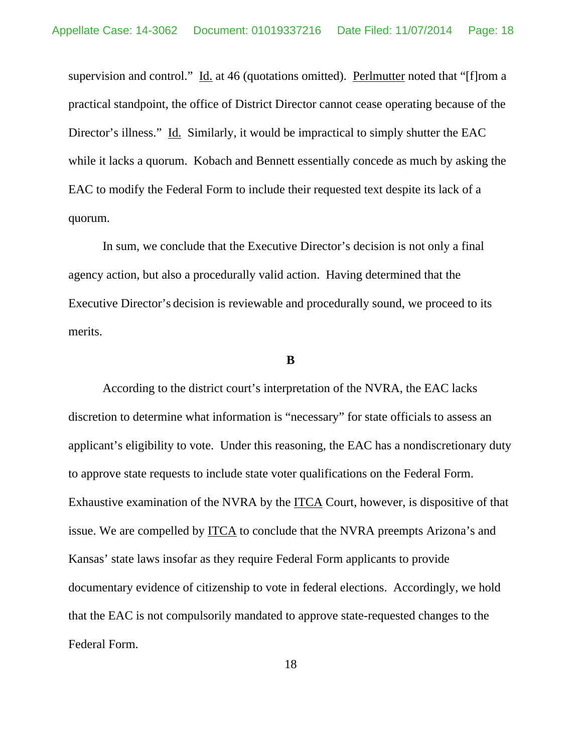supervision and control." Id. at 46 (quotations omitted). Perlmutter noted that "[f]rom a practical standpoint, the office of District Director cannot cease operating because of the Director's illness." Id. Similarly, it would be impractical to simply shutter the EAC while it lacks a quorum. Kobach and Bennett essentially concede as much by asking the EAC to modify the Federal Form to include their requested text despite its lack of a quorum.

In sum, we conclude that the Executive Director's decision is not only a final agency action, but also a procedurally valid action. Having determined that the Executive Director's decision is reviewable and procedurally sound, we proceed to its merits.

### B

According to the district court's interpretation of the NVRA, the EAC lacks discretion to determine what information is "necessary" for state officials to assess an applicant's eligibility to vote. Under this reasoning, the EAC has a nondiscretionary duty to approve state requests to include state voter qualifications on the Federal Form. Exhaustive examination of the NVRA by the ITCA Court, however, is dispositive of that issue. We are compelled by ITCA to conclude that the NVRA preempts Arizona's and Kansas' state laws insofar as they require Federal Form applicants to provide documentary evidence of citizenship to vote in federal elections. Accordingly, we hold that the EAC is not compulsorily mandated to approve state-requested changes to the Federal Form.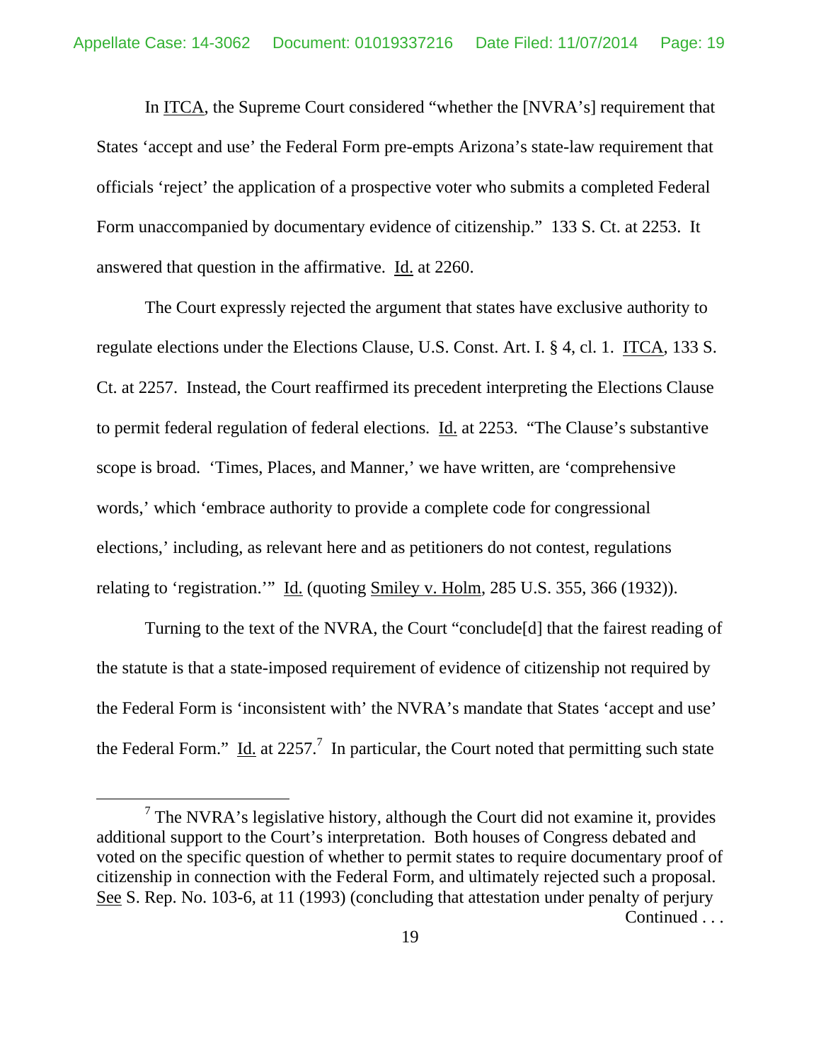In ITCA, the Supreme Court considered "whether the [NVRA's] requirement that States 'accept and use' the Federal Form pre-empts Arizona's state-law requirement that officials 'reject' the application of a prospective voter who submits a completed Federal Form unaccompanied by documentary evidence of citizenship." 133 S. Ct. at 2253. It answered that question in the affirmative. Id. at 2260.

The Court expressly rejected the argument that states have exclusive authority to regulate elections under the Elections Clause, U.S. Const. Art. I. § 4, cl. 1. ITCA, 133 S. Ct. at 2257. Instead, the Court reaffirmed its precedent interpreting the Elections Clause to permit federal regulation of federal elections. Id. at 2253. "The Clause's substantive scope is broad. 'Times, Places, and Manner,' we have written, are 'comprehensive words,' which 'embrace authority to provide a complete code for congressional elections,' including, as relevant here and as petitioners do not contest, regulations relating to 'registration.'" Id. (quoting Smiley v. Holm, 285 U.S. 355, 366 (1932)).

Turning to the text of the NVRA, the Court "conclude[d] that the fairest reading of the statute is that a state-imposed requirement of evidence of citizenship not required by the Federal Form is 'inconsistent with' the NVRA's mandate that States 'accept and use' the Federal Form." Id. at 2257.[7] In particular, the Court noted that permitting such state

[7] The NVRA's legislative history, although the Court did not examine it, provides additional support to the Court's interpretation. Both houses of Congress debated and voted on the specific question of whether to permit states to require documentary proof of citizenship in connection with the Federal Form, and ultimately rejected such a proposal. See S. Rep. No. 103-6, at 11 (1993) (concluding that attestation under penalty of perjury

Continued . . .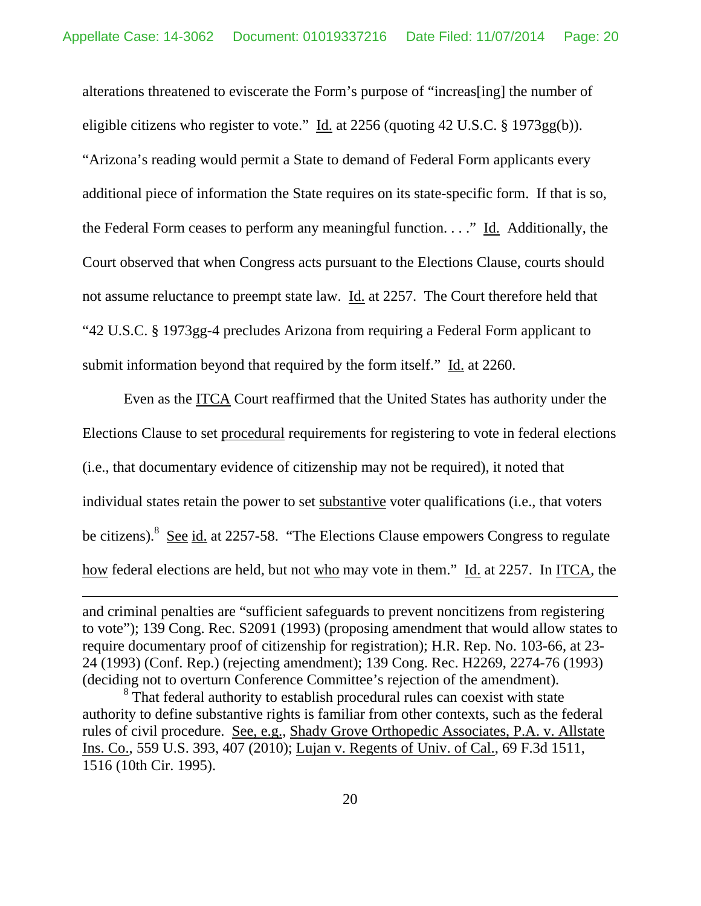alterations threatened to eviscerate the Form's purpose of "increas[ing] the number of eligible citizens who register to vote." Id. at 2256 (quoting 42 U.S.C. § 1973gg(b)). "Arizona's reading would permit a State to demand of Federal Form applicants every additional piece of information the State requires on its state-specific form. If that is so, the Federal Form ceases to perform any meaningful function. . . ." Id. Additionally, the Court observed that when Congress acts pursuant to the Elections Clause, courts should not assume reluctance to preempt state law. Id. at 2257. The Court therefore held that "42 U.S.C. § 1973gg-4 precludes Arizona from requiring a Federal Form applicant to submit information beyond that required by the form itself." Id. at 2260.

Even as the ITCA Court reaffirmed that the United States has authority under the Elections Clause to set procedural requirements for registering to vote in federal elections (i.e., that documentary evidence of citizenship may not be required), it noted that individual states retain the power to set substantive voter qualifications (i.e., that voters be citizens).[8] See id. at 2257-58. "The Elections Clause empowers Congress to regulate how federal elections are held, but not who may vote in them." Id. at 2257. In ITCA, the

---

and criminal penalties are "sufficient safeguards to prevent noncitizens from registering to vote"); 139 Cong. Rec. S2091 (1993) (proposing amendment that would allow states to require documentary proof of citizenship for registration); H.R. Rep. No. 103-66, at 23-24 (1993) (Conf. Rep.) (rejecting amendment); 139 Cong. Rec. H2269, 2274-76 (1993) (deciding not to overturn Conference Committee's rejection of the amendment).

[8] That federal authority to establish procedural rules can coexist with state authority to define substantive rights is familiar from other contexts, such as the federal rules of civil procedure. See, e.g., Shady Grove Orthopedic Associates, P.A. v. Allstate Ins. Co., 559 U.S. 393, 407 (2010); Lujan v. Regents of Univ. of Cal., 69 F.3d 1511, 1516 (10th Cir. 1995).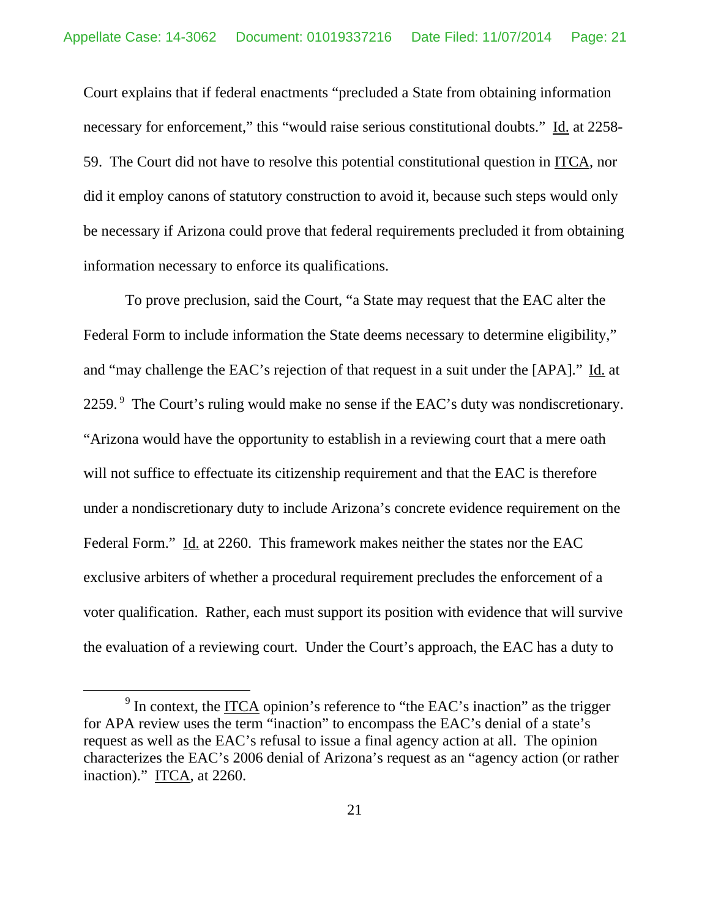Court explains that if federal enactments "precluded a State from obtaining information necessary for enforcement," this "would raise serious constitutional doubts." Id. at 2258-59. The Court did not have to resolve this potential constitutional question in ITCA, nor did it employ canons of statutory construction to avoid it, because such steps would only be necessary if Arizona could prove that federal requirements precluded it from obtaining information necessary to enforce its qualifications.

To prove preclusion, said the Court, "a State may request that the EAC alter the Federal Form to include information the State deems necessary to determine eligibility," and "may challenge the EAC's rejection of that request in a suit under the [APA]." Id. at 2259.[9] The Court's ruling would make no sense if the EAC's duty was nondiscretionary. "Arizona would have the opportunity to establish in a reviewing court that a mere oath will not suffice to effectuate its citizenship requirement and that the EAC is therefore under a nondiscretionary duty to include Arizona's concrete evidence requirement on the Federal Form." Id. at 2260. This framework makes neither the states nor the EAC exclusive arbiters of whether a procedural requirement precludes the enforcement of a voter qualification. Rather, each must support its position with evidence that will survive the evaluation of a reviewing court. Under the Court's approach, the EAC has a duty to

[9] In context, the ITCA opinion's reference to "the EAC's inaction" as the trigger for APA review uses the term "inaction" to encompass the EAC's denial of a state's request as well as the EAC's refusal to issue a final agency action at all. The opinion characterizes the EAC's 2006 denial of Arizona's request as an "agency action (or rather inaction)." ITCA, at 2260.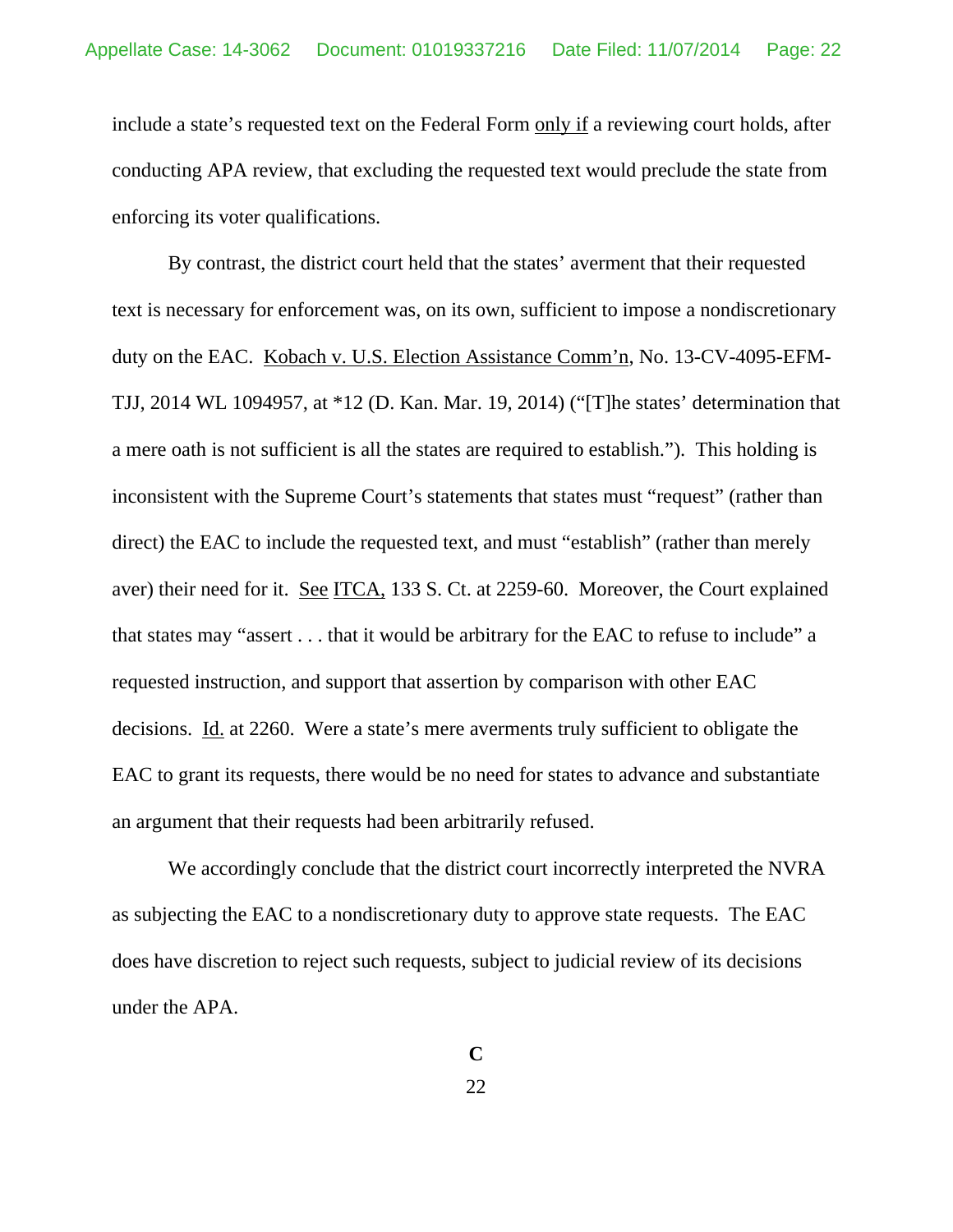include a state's requested text on the Federal Form <u>only if</u> a reviewing court holds, after conducting APA review, that excluding the requested text would preclude the state from enforcing its voter qualifications.

By contrast, the district court held that the states' averment that their requested text is necessary for enforcement was, on its own, sufficient to impose a nondiscretionary duty on the EAC. <u>Kobach v. U.S. Election Assistance Comm'n</u>, No. 13-CV-4095-EFM-TJJ, 2014 WL 1094957, at *12 (D. Kan. Mar. 19, 2014) ("[T]he states' determination that a mere oath is not sufficient is all the states are required to establish."). This holding is inconsistent with the Supreme Court's statements that states must "request" (rather than direct) the EAC to include the requested text, and must "establish" (rather than merely aver) their need for it. <u>See</u> <u>ITCA,</u> 133 S. Ct. at 2259-60. Moreover, the Court explained that states may "assert . . . that it would be arbitrary for the EAC to refuse to include" a requested instruction, and support that assertion by comparison with other EAC decisions. <u>Id.</u> at 2260. Were a state's mere averments truly sufficient to obligate the EAC to grant its requests, there would be no need for states to advance and substantiate an argument that their requests had been arbitrarily refused.

We accordingly conclude that the district court incorrectly interpreted the NVRA as subjecting the EAC to a nondiscretionary duty to approve state requests. The EAC does have discretion to reject such requests, subject to judicial review of its decisions under the APA.

**C**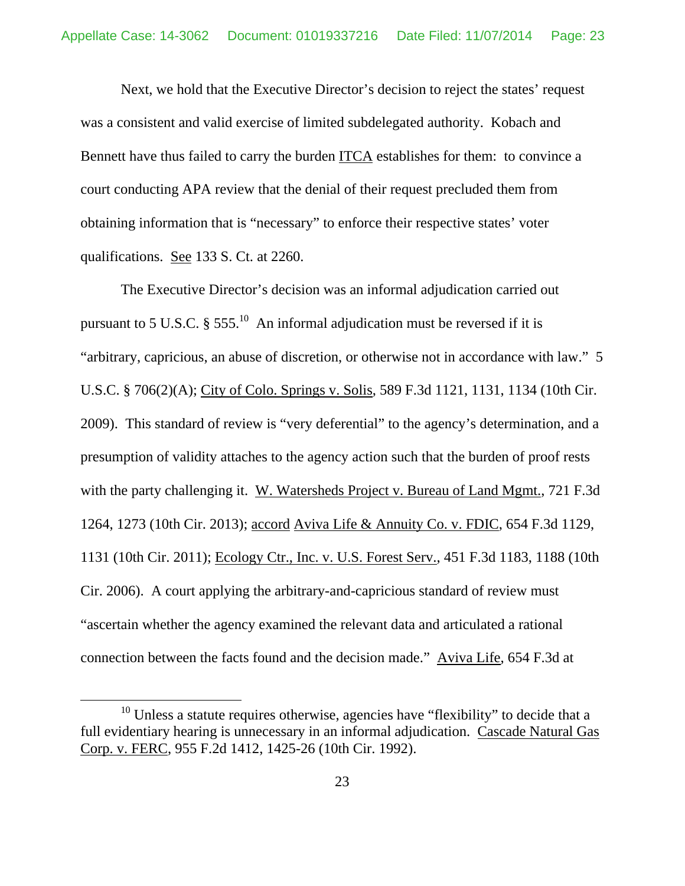Next, we hold that the Executive Director's decision to reject the states' request was a consistent and valid exercise of limited subdelegated authority. Kobach and Bennett have thus failed to carry the burden ITCA establishes for them: to convince a court conducting APA review that the denial of their request precluded them from obtaining information that is "necessary" to enforce their respective states' voter qualifications. See 133 S. Ct. at 2260.

The Executive Director's decision was an informal adjudication carried out pursuant to 5 U.S.C. § 555.[10] An informal adjudication must be reversed if it is "arbitrary, capricious, an abuse of discretion, or otherwise not in accordance with law." 5 U.S.C. § 706(2)(A); City of Colo. Springs v. Solis, 589 F.3d 1121, 1131, 1134 (10th Cir. 2009). This standard of review is "very deferential" to the agency's determination, and a presumption of validity attaches to the agency action such that the burden of proof rests with the party challenging it. W. Watersheds Project v. Bureau of Land Mgmt., 721 F.3d 1264, 1273 (10th Cir. 2013); accord Aviva Life & Annuity Co. v. FDIC, 654 F.3d 1129, 1131 (10th Cir. 2011); Ecology Ctr., Inc. v. U.S. Forest Serv., 451 F.3d 1183, 1188 (10th Cir. 2006). A court applying the arbitrary-and-capricious standard of review must "ascertain whether the agency examined the relevant data and articulated a rational connection between the facts found and the decision made." Aviva Life, 654 F.3d at

[10] Unless a statute requires otherwise, agencies have "flexibility" to decide that a full evidentiary hearing is unnecessary in an informal adjudication. Cascade Natural Gas Corp. v. FERC, 955 F.2d 1412, 1425-26 (10th Cir. 1992).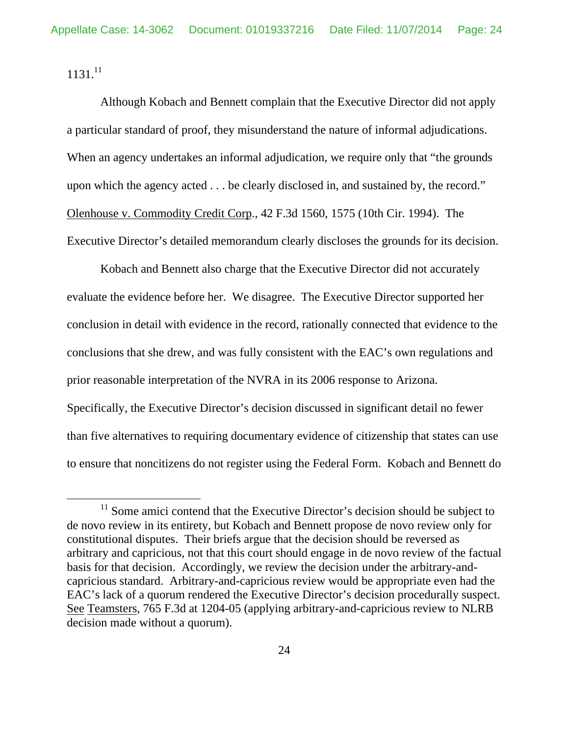1131.[11]

Although Kobach and Bennett complain that the Executive Director did not apply a particular standard of proof, they misunderstand the nature of informal adjudications. When an agency undertakes an informal adjudication, we require only that "the grounds upon which the agency acted . . . be clearly disclosed in, and sustained by, the record." Olenhouse v. Commodity Credit Corp., 42 F.3d 1560, 1575 (10th Cir. 1994). The Executive Director's detailed memorandum clearly discloses the grounds for its decision.

Kobach and Bennett also charge that the Executive Director did not accurately evaluate the evidence before her. We disagree. The Executive Director supported her conclusion in detail with evidence in the record, rationally connected that evidence to the conclusions that she drew, and was fully consistent with the EAC's own regulations and prior reasonable interpretation of the NVRA in its 2006 response to Arizona. Specifically, the Executive Director's decision discussed in significant detail no fewer than five alternatives to requiring documentary evidence of citizenship that states can use to ensure that noncitizens do not register using the Federal Form. Kobach and Bennett do

[11] Some amici contend that the Executive Director's decision should be subject to de novo review in its entirety, but Kobach and Bennett propose de novo review only for constitutional disputes. Their briefs argue that the decision should be reversed as arbitrary and capricious, not that this court should engage in de novo review of the factual basis for that decision. Accordingly, we review the decision under the arbitrary-and-capricious standard. Arbitrary-and-capricious review would be appropriate even had the EAC's lack of a quorum rendered the Executive Director's decision procedurally suspect. See Teamsters, 765 F.3d at 1204-05 (applying arbitrary-and-capricious review to NLRB decision made without a quorum).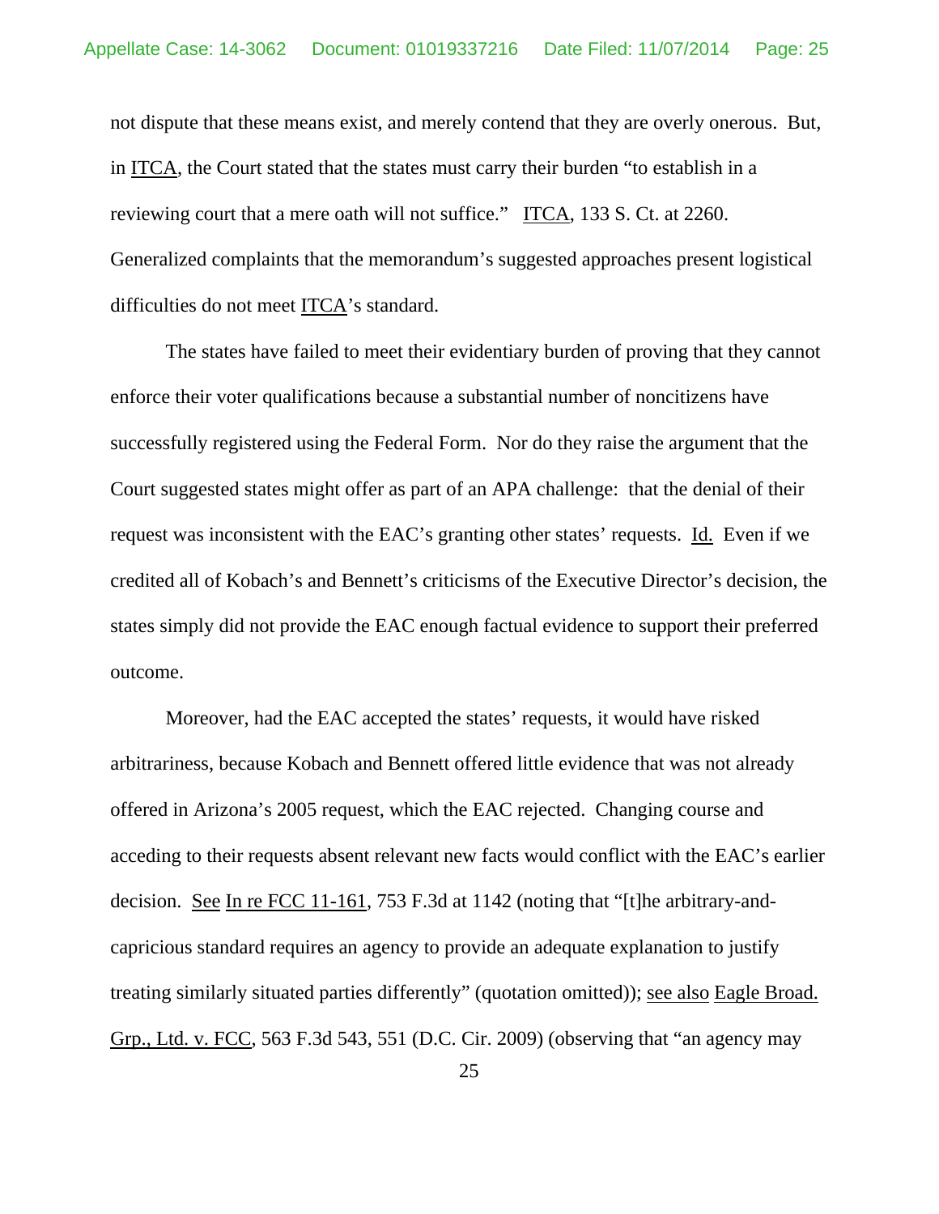not dispute that these means exist, and merely contend that they are overly onerous. But, in ITCA, the Court stated that the states must carry their burden "to establish in a reviewing court that a mere oath will not suffice." ITCA, 133 S. Ct. at 2260. Generalized complaints that the memorandum's suggested approaches present logistical difficulties do not meet ITCA's standard.

The states have failed to meet their evidentiary burden of proving that they cannot enforce their voter qualifications because a substantial number of noncitizens have successfully registered using the Federal Form. Nor do they raise the argument that the Court suggested states might offer as part of an APA challenge: that the denial of their request was inconsistent with the EAC's granting other states' requests. Id. Even if we credited all of Kobach's and Bennett's criticisms of the Executive Director's decision, the states simply did not provide the EAC enough factual evidence to support their preferred outcome.

Moreover, had the EAC accepted the states' requests, it would have risked arbitrariness, because Kobach and Bennett offered little evidence that was not already offered in Arizona's 2005 request, which the EAC rejected. Changing course and acceding to their requests absent relevant new facts would conflict with the EAC's earlier decision. See In re FCC 11-161, 753 F.3d at 1142 (noting that "[t]he arbitrary-and-capricious standard requires an agency to provide an adequate explanation to justify treating similarly situated parties differently" (quotation omitted)); see also Eagle Broad. Grp., Ltd. v. FCC, 563 F.3d 543, 551 (D.C. Cir. 2009) (observing that "an agency may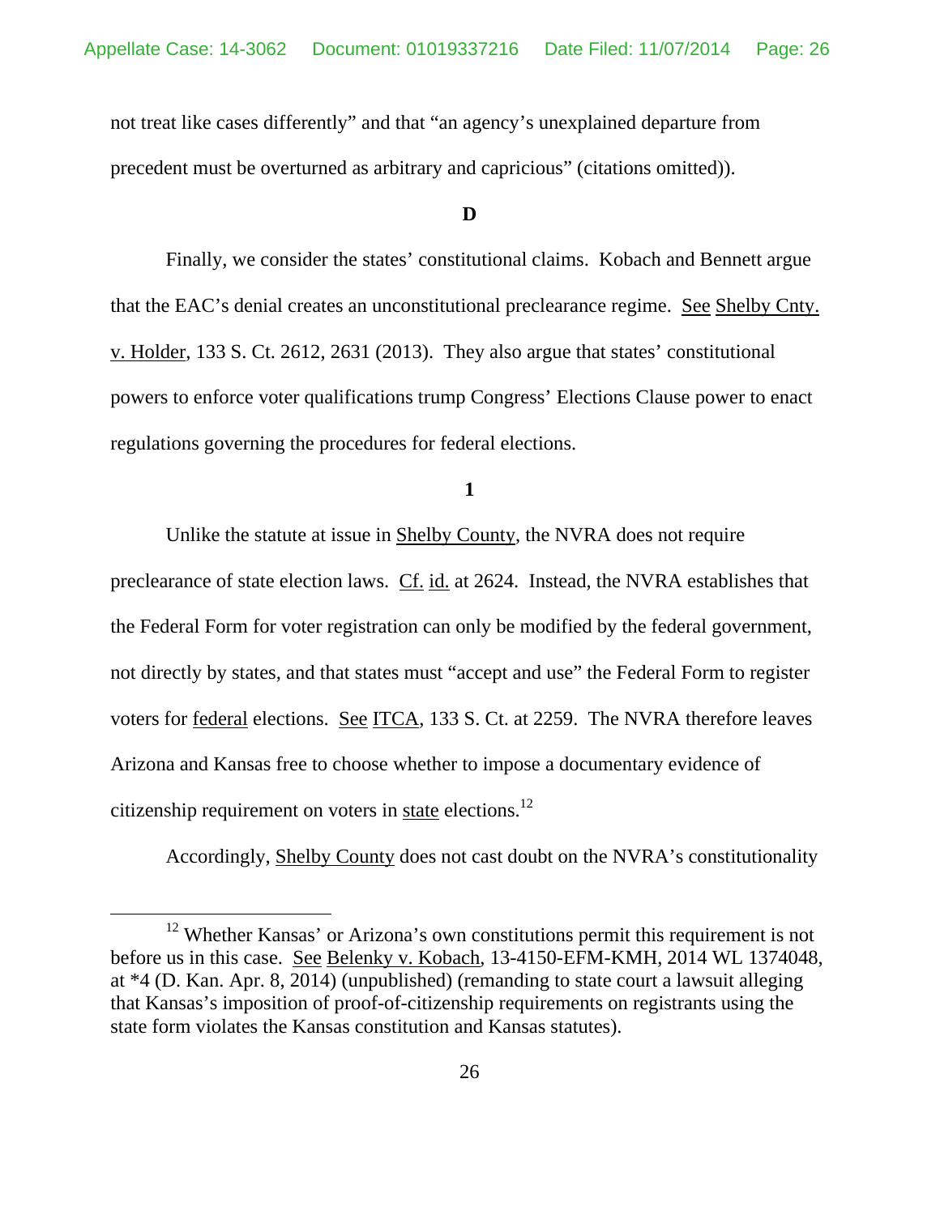not treat like cases differently" and that "an agency's unexplained departure from precedent must be overturned as arbitrary and capricious" (citations omitted)).

### D

Finally, we consider the states' constitutional claims. Kobach and Bennett argue that the EAC's denial creates an unconstitutional preclearance regime. See Shelby Cnty. v. Holder, 133 S. Ct. 2612, 2631 (2013). They also argue that states' constitutional powers to enforce voter qualifications trump Congress' Elections Clause power to enact regulations governing the procedures for federal elections.

### 1

Unlike the statute at issue in Shelby County, the NVRA does not require preclearance of state election laws. Cf. id. at 2624. Instead, the NVRA establishes that the Federal Form for voter registration can only be modified by the federal government, not directly by states, and that states must "accept and use" the Federal Form to register voters for federal elections. See ITCA, 133 S. Ct. at 2259. The NVRA therefore leaves Arizona and Kansas free to choose whether to impose a documentary evidence of citizenship requirement on voters in state elections.[12]

Accordingly, Shelby County does not cast doubt on the NVRA's constitutionality

---

[12] Whether Kansas' or Arizona's own constitutions permit this requirement is not before us in this case. See Belenky v. Kobach, 13-4150-EFM-KMH, 2014 WL 1374048, at *4 (D. Kan. Apr. 8, 2014) (unpublished) (remanding to state court a lawsuit alleging that Kansas's imposition of proof-of-citizenship requirements on registrants using the state form violates the Kansas constitution and Kansas statutes).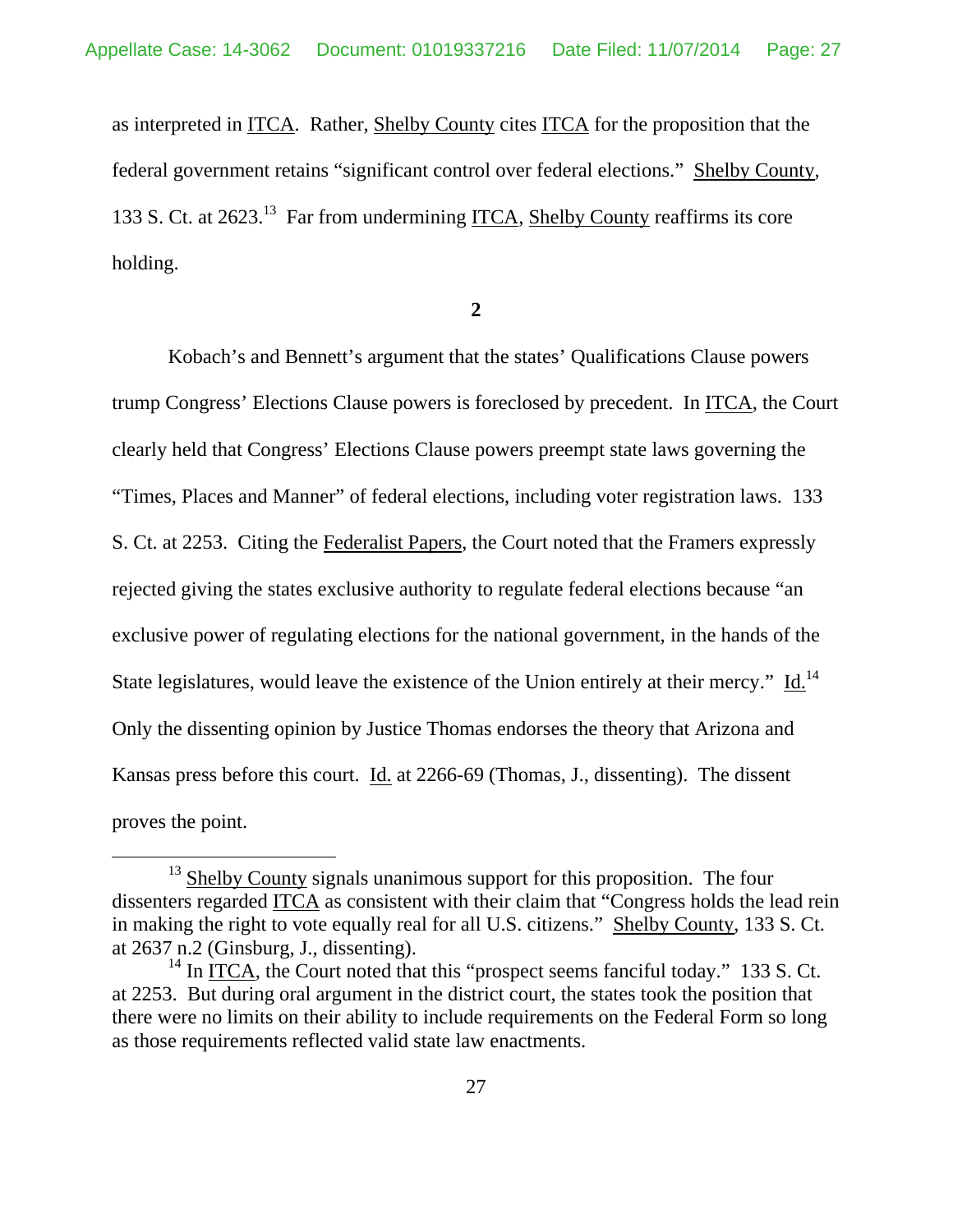as interpreted in ITCA. Rather, Shelby County cites ITCA for the proposition that the federal government retains "significant control over federal elections." Shelby County, 133 S. Ct. at 2623.[13] Far from undermining ITCA, Shelby County reaffirms its core holding.

**2**

Kobach's and Bennett's argument that the states' Qualifications Clause powers trump Congress' Elections Clause powers is foreclosed by precedent. In ITCA, the Court clearly held that Congress' Elections Clause powers preempt state laws governing the "Times, Places and Manner" of federal elections, including voter registration laws. 133 S. Ct. at 2253. Citing the Federalist Papers, the Court noted that the Framers expressly rejected giving the states exclusive authority to regulate federal elections because "an exclusive power of regulating elections for the national government, in the hands of the State legislatures, would leave the existence of the Union entirely at their mercy." Id.[14] Only the dissenting opinion by Justice Thomas endorses the theory that Arizona and Kansas press before this court. Id. at 2266-69 (Thomas, J., dissenting). The dissent proves the point.

---

[13] Shelby County signals unanimous support for this proposition. The four dissenters regarded ITCA as consistent with their claim that "Congress holds the lead rein in making the right to vote equally real for all U.S. citizens." Shelby County, 133 S. Ct. at 2637 n.2 (Ginsburg, J., dissenting).

[14] In ITCA, the Court noted that this "prospect seems fanciful today." 133 S. Ct. at 2253. But during oral argument in the district court, the states took the position that there were no limits on their ability to include requirements on the Federal Form so long as those requirements reflected valid state law enactments.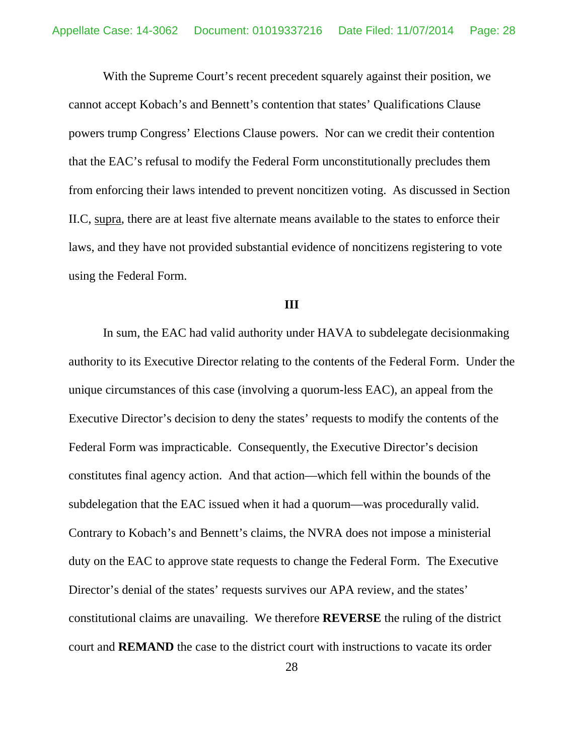With the Supreme Court's recent precedent squarely against their position, we cannot accept Kobach's and Bennett's contention that states' Qualifications Clause powers trump Congress' Elections Clause powers. Nor can we credit their contention that the EAC's refusal to modify the Federal Form unconstitutionally precludes them from enforcing their laws intended to prevent noncitizen voting. As discussed in Section II.C, supra, there are at least five alternate means available to the states to enforce their laws, and they have not provided substantial evidence of noncitizens registering to vote using the Federal Form.

## III

In sum, the EAC had valid authority under HAVA to subdelegate decisionmaking authority to its Executive Director relating to the contents of the Federal Form. Under the unique circumstances of this case (involving a quorum-less EAC), an appeal from the Executive Director's decision to deny the states' requests to modify the contents of the Federal Form was impracticable. Consequently, the Executive Director's decision constitutes final agency action. And that action—which fell within the bounds of the subdelegation that the EAC issued when it had a quorum—was procedurally valid. Contrary to Kobach's and Bennett's claims, the NVRA does not impose a ministerial duty on the EAC to approve state requests to change the Federal Form. The Executive Director's denial of the states' requests survives our APA review, and the states' constitutional claims are unavailing. We therefore **REVERSE** the ruling of the district court and **REMAND** the case to the district court with instructions to vacate its order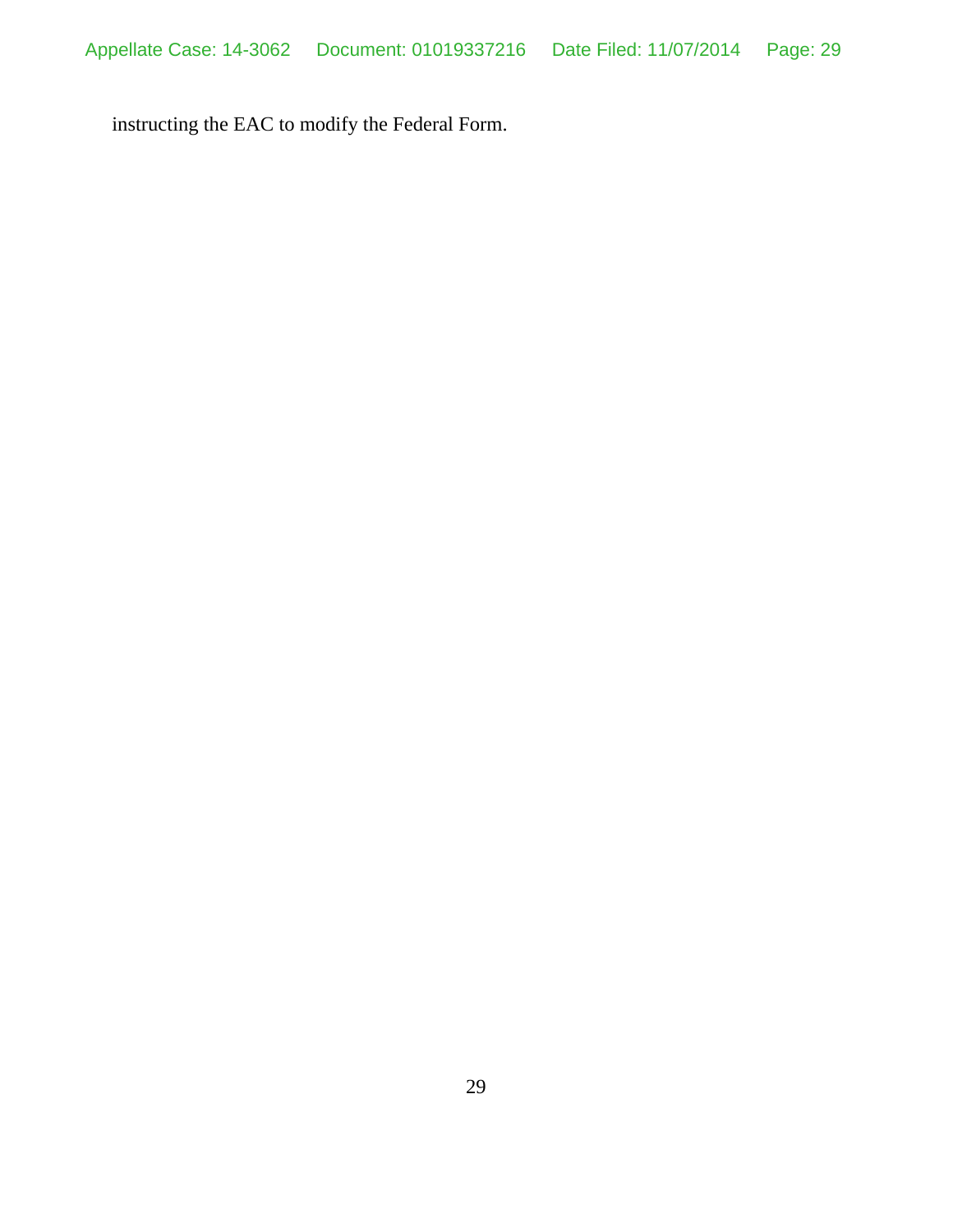instructing the EAC to modify the Federal Form.